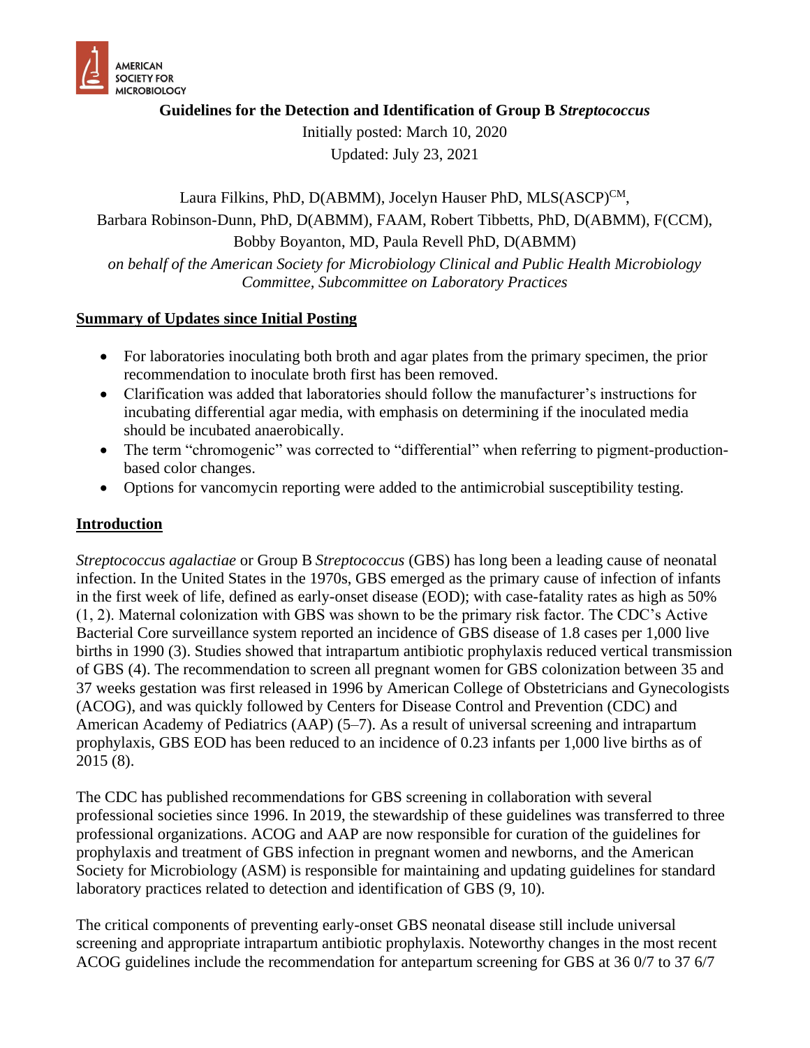AMERICAN SOCIETY FOR MICROBIOLOGY

# Guidelines for the Detection and Identification of Group B *Streptococcus*

Initially posted: March 10, 2020

Updated: July 23, 2021

Laura Filkins, PhD, D(ABMM), Jocelyn Hauser PhD, MLS(ASCP)[CM], Barbara Robinson-Dunn, PhD, D(ABMM), FAAM, Robert Tibbetts, PhD, D(ABMM), F(CCM), Bobby Boyanton, MD, Paula Revell PhD, D(ABMM)

*on behalf of the American Society for Microbiology Clinical and Public Health Microbiology Committee, Subcommittee on Laboratory Practices*

## Summary of Updates since Initial Posting

- For laboratories inoculating both broth and agar plates from the primary specimen, the prior recommendation to inoculate broth first has been removed.
- Clarification was added that laboratories should follow the manufacturer's instructions for incubating differential agar media, with emphasis on determining if the inoculated media should be incubated anaerobically.
- The term "chromogenic" was corrected to "differential" when referring to pigment-production-based color changes.
- Options for vancomycin reporting were added to the antimicrobial susceptibility testing.

## Introduction

*Streptococcus agalactiae* or Group B *Streptococcus* (GBS) has long been a leading cause of neonatal infection. In the United States in the 1970s, GBS emerged as the primary cause of infection of infants in the first week of life, defined as early-onset disease (EOD); with case-fatality rates as high as 50% (1, 2). Maternal colonization with GBS was shown to be the primary risk factor. The CDC's Active Bacterial Core surveillance system reported an incidence of GBS disease of 1.8 cases per 1,000 live births in 1990 (3). Studies showed that intrapartum antibiotic prophylaxis reduced vertical transmission of GBS (4). The recommendation to screen all pregnant women for GBS colonization between 35 and 37 weeks gestation was first released in 1996 by American College of Obstetricians and Gynecologists (ACOG), and was quickly followed by Centers for Disease Control and Prevention (CDC) and American Academy of Pediatrics (AAP) (5–7). As a result of universal screening and intrapartum prophylaxis, GBS EOD has been reduced to an incidence of 0.23 infants per 1,000 live births as of 2015 (8).

The CDC has published recommendations for GBS screening in collaboration with several professional societies since 1996. In 2019, the stewardship of these guidelines was transferred to three professional organizations. ACOG and AAP are now responsible for curation of the guidelines for prophylaxis and treatment of GBS infection in pregnant women and newborns, and the American Society for Microbiology (ASM) is responsible for maintaining and updating guidelines for standard laboratory practices related to detection and identification of GBS (9, 10).

The critical components of preventing early-onset GBS neonatal disease still include universal screening and appropriate intrapartum antibiotic prophylaxis. Noteworthy changes in the most recent ACOG guidelines include the recommendation for antepartum screening for GBS at 36 0/7 to 37 6/7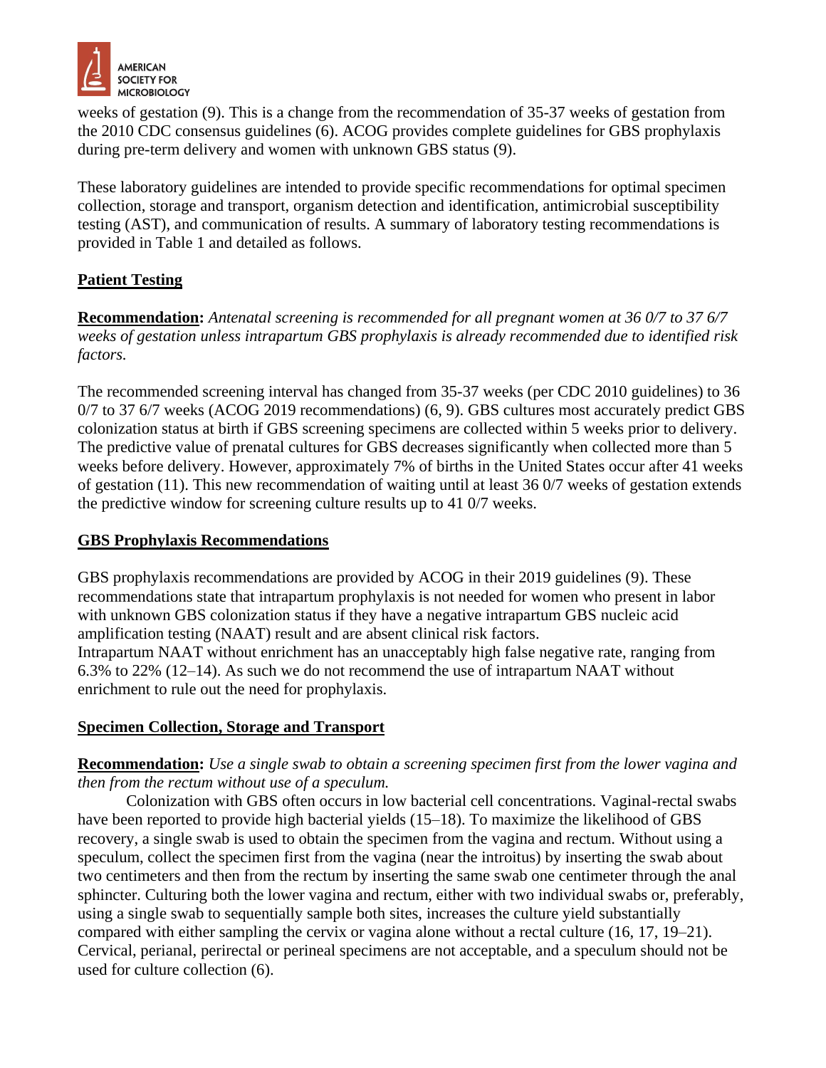weeks of gestation (9). This is a change from the recommendation of 35-37 weeks of gestation from the 2010 CDC consensus guidelines (6). ACOG provides complete guidelines for GBS prophylaxis during pre-term delivery and women with unknown GBS status (9).

These laboratory guidelines are intended to provide specific recommendations for optimal specimen collection, storage and transport, organism detection and identification, antimicrobial susceptibility testing (AST), and communication of results. A summary of laboratory testing recommendations is provided in Table 1 and detailed as follows.

## Patient Testing

**Recommendation:** *Antenatal screening is recommended for all pregnant women at 36 0/7 to 37 6/7 weeks of gestation unless intrapartum GBS prophylaxis is already recommended due to identified risk factors.*

The recommended screening interval has changed from 35-37 weeks (per CDC 2010 guidelines) to 36 0/7 to 37 6/7 weeks (ACOG 2019 recommendations) (6, 9). GBS cultures most accurately predict GBS colonization status at birth if GBS screening specimens are collected within 5 weeks prior to delivery. The predictive value of prenatal cultures for GBS decreases significantly when collected more than 5 weeks before delivery. However, approximately 7% of births in the United States occur after 41 weeks of gestation (11). This new recommendation of waiting until at least 36 0/7 weeks of gestation extends the predictive window for screening culture results up to 41 0/7 weeks.

## GBS Prophylaxis Recommendations

GBS prophylaxis recommendations are provided by ACOG in their 2019 guidelines (9). These recommendations state that intrapartum prophylaxis is not needed for women who present in labor with unknown GBS colonization status if they have a negative intrapartum GBS nucleic acid amplification testing (NAAT) result and are absent clinical risk factors.
Intrapartum NAAT without enrichment has an unacceptably high false negative rate, ranging from 6.3% to 22% (12–14). As such we do not recommend the use of intrapartum NAAT without enrichment to rule out the need for prophylaxis.

## Specimen Collection, Storage and Transport

**Recommendation:** *Use a single swab to obtain a screening specimen first from the lower vagina and then from the rectum without use of a speculum.*

Colonization with GBS often occurs in low bacterial cell concentrations. Vaginal-rectal swabs have been reported to provide high bacterial yields (15–18). To maximize the likelihood of GBS recovery, a single swab is used to obtain the specimen from the vagina and rectum. Without using a speculum, collect the specimen first from the vagina (near the introitus) by inserting the swab about two centimeters and then from the rectum by inserting the same swab one centimeter through the anal sphincter. Culturing both the lower vagina and rectum, either with two individual swabs or, preferably, using a single swab to sequentially sample both sites, increases the culture yield substantially compared with either sampling the cervix or vagina alone without a rectal culture (16, 17, 19–21). Cervical, perianal, perirectal or perineal specimens are not acceptable, and a speculum should not be used for culture collection (6).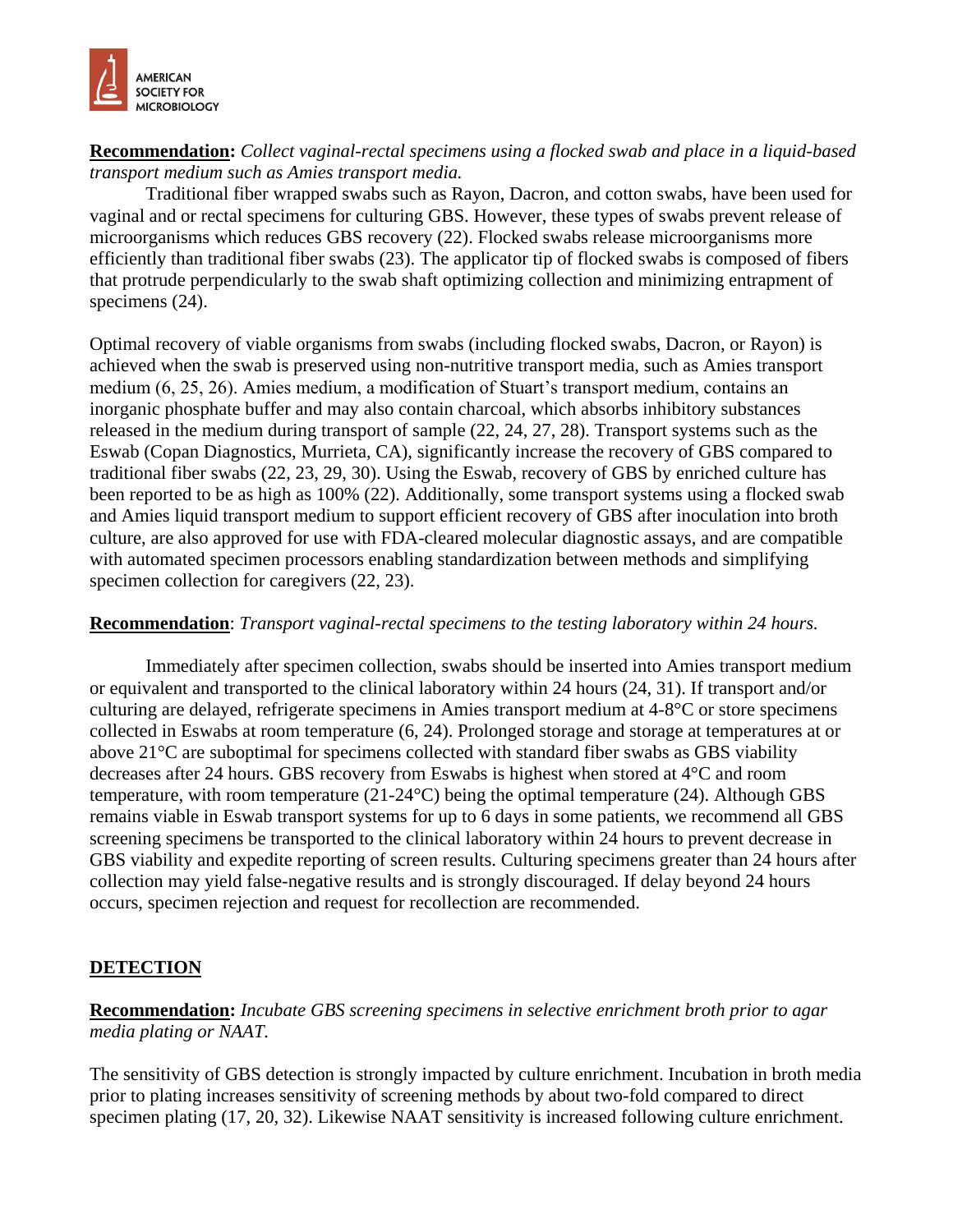**Recommendation:** *Collect vaginal-rectal specimens using a flocked swab and place in a liquid-based transport medium such as Amies transport media.*

Traditional fiber wrapped swabs such as Rayon, Dacron, and cotton swabs, have been used for vaginal and or rectal specimens for culturing GBS. However, these types of swabs prevent release of microorganisms which reduces GBS recovery (22). Flocked swabs release microorganisms more efficiently than traditional fiber swabs (23). The applicator tip of flocked swabs is composed of fibers that protrude perpendicularly to the swab shaft optimizing collection and minimizing entrapment of specimens (24).

Optimal recovery of viable organisms from swabs (including flocked swabs, Dacron, or Rayon) is achieved when the swab is preserved using non-nutritive transport media, such as Amies transport medium (6, 25, 26). Amies medium, a modification of Stuart's transport medium, contains an inorganic phosphate buffer and may also contain charcoal, which absorbs inhibitory substances released in the medium during transport of sample (22, 24, 27, 28). Transport systems such as the Eswab (Copan Diagnostics, Murrieta, CA), significantly increase the recovery of GBS compared to traditional fiber swabs (22, 23, 29, 30). Using the Eswab, recovery of GBS by enriched culture has been reported to be as high as 100% (22). Additionally, some transport systems using a flocked swab and Amies liquid transport medium to support efficient recovery of GBS after inoculation into broth culture, are also approved for use with FDA-cleared molecular diagnostic assays, and are compatible with automated specimen processors enabling standardization between methods and simplifying specimen collection for caregivers (22, 23).

**Recommendation**: *Transport vaginal-rectal specimens to the testing laboratory within 24 hours.*

Immediately after specimen collection, swabs should be inserted into Amies transport medium or equivalent and transported to the clinical laboratory within 24 hours (24, 31). If transport and/or culturing are delayed, refrigerate specimens in Amies transport medium at 4-8°C or store specimens collected in Eswabs at room temperature (6, 24). Prolonged storage and storage at temperatures at or above 21°C are suboptimal for specimens collected with standard fiber swabs as GBS viability decreases after 24 hours. GBS recovery from Eswabs is highest when stored at 4°C and room temperature, with room temperature (21-24°C) being the optimal temperature (24). Although GBS remains viable in Eswab transport systems for up to 6 days in some patients, we recommend all GBS screening specimens be transported to the clinical laboratory within 24 hours to prevent decrease in GBS viability and expedite reporting of screen results. Culturing specimens greater than 24 hours after collection may yield false-negative results and is strongly discouraged. If delay beyond 24 hours occurs, specimen rejection and request for recollection are recommended.

## DETECTION

**Recommendation:** *Incubate GBS screening specimens in selective enrichment broth prior to agar media plating or NAAT.*

The sensitivity of GBS detection is strongly impacted by culture enrichment. Incubation in broth media prior to plating increases sensitivity of screening methods by about two-fold compared to direct specimen plating (17, 20, 32). Likewise NAAT sensitivity is increased following culture enrichment.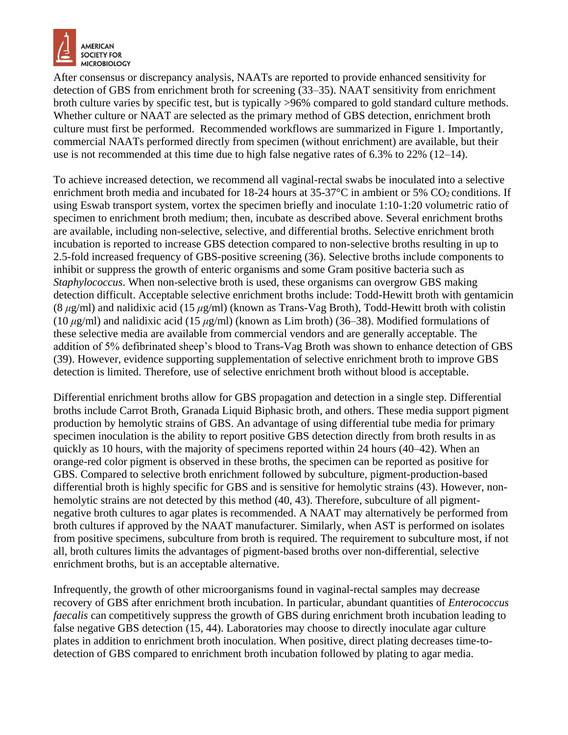After consensus or discrepancy analysis, NAATs are reported to provide enhanced sensitivity for detection of GBS from enrichment broth for screening (33–35). NAAT sensitivity from enrichment broth culture varies by specific test, but is typically >96% compared to gold standard culture methods. Whether culture or NAAT are selected as the primary method of GBS detection, enrichment broth culture must first be performed. Recommended workflows are summarized in Figure 1. Importantly, commercial NAATs performed directly from specimen (without enrichment) are available, but their use is not recommended at this time due to high false negative rates of 6.3% to 22% (12–14).

To achieve increased detection, we recommend all vaginal-rectal swabs be inoculated into a selective enrichment broth media and incubated for 18-24 hours at 35-37°C in ambient or 5% $CO_2$ conditions. If using Eswab transport system, vortex the specimen briefly and inoculate 1:10-1:20 volumetric ratio of specimen to enrichment broth medium; then, incubate as described above. Several enrichment broths are available, including non-selective, selective, and differential broths. Selective enrichment broth incubation is reported to increase GBS detection compared to non-selective broths resulting in up to 2.5-fold increased frequency of GBS-positive screening (36). Selective broths include components to inhibit or suppress the growth of enteric organisms and some Gram positive bacteria such as *Staphylococcus*. When non-selective broth is used, these organisms can overgrow GBS making detection difficult. Acceptable selective enrichment broths include: Todd-Hewitt broth with gentamicin (8 $\mu$g/ml) and nalidixic acid (15 $\mu$g/ml) (known as Trans-Vag Broth), Todd-Hewitt broth with colistin (10 $\mu$g/ml) and nalidixic acid (15 $\mu$g/ml) (known as Lim broth) (36–38). Modified formulations of these selective media are available from commercial vendors and are generally acceptable. The addition of 5% defibrinated sheep's blood to Trans-Vag Broth was shown to enhance detection of GBS (39). However, evidence supporting supplementation of selective enrichment broth to improve GBS detection is limited. Therefore, use of selective enrichment broth without blood is acceptable.

Differential enrichment broths allow for GBS propagation and detection in a single step. Differential broths include Carrot Broth, Granada Liquid Biphasic broth, and others. These media support pigment production by hemolytic strains of GBS. An advantage of using differential tube media for primary specimen inoculation is the ability to report positive GBS detection directly from broth results in as quickly as 10 hours, with the majority of specimens reported within 24 hours (40–42). When an orange-red color pigment is observed in these broths, the specimen can be reported as positive for GBS. Compared to selective broth enrichment followed by subculture, pigment-production-based differential broth is highly specific for GBS and is sensitive for hemolytic strains (43). However, non-hemolytic strains are not detected by this method (40, 43). Therefore, subculture of all pigment-negative broth cultures to agar plates is recommended. A NAAT may alternatively be performed from broth cultures if approved by the NAAT manufacturer. Similarly, when AST is performed on isolates from positive specimens, subculture from broth is required. The requirement to subculture most, if not all, broth cultures limits the advantages of pigment-based broths over non-differential, selective enrichment broths, but is an acceptable alternative.

Infrequently, the growth of other microorganisms found in vaginal-rectal samples may decrease recovery of GBS after enrichment broth incubation. In particular, abundant quantities of *Enterococcus faecalis* can competitively suppress the growth of GBS during enrichment broth incubation leading to false negative GBS detection (15, 44). Laboratories may choose to directly inoculate agar culture plates in addition to enrichment broth inoculation. When positive, direct plating decreases time-to-detection of GBS compared to enrichment broth incubation followed by plating to agar media.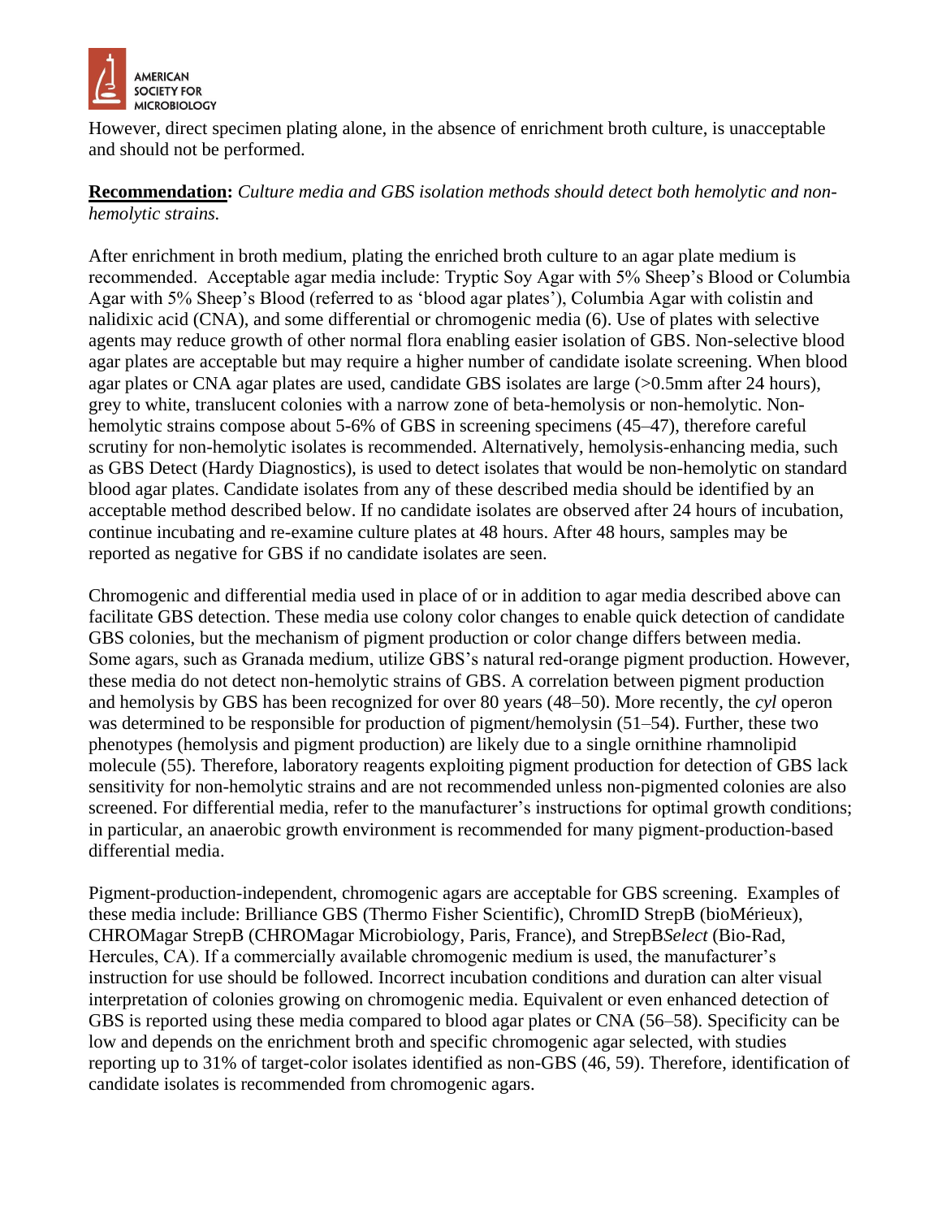However, direct specimen plating alone, in the absence of enrichment broth culture, is unacceptable and should not be performed.

**Recommendation:** *Culture media and GBS isolation methods should detect both hemolytic and non-hemolytic strains.*

After enrichment in broth medium, plating the enriched broth culture to an agar plate medium is recommended. Acceptable agar media include: Tryptic Soy Agar with 5% Sheep's Blood or Columbia Agar with 5% Sheep's Blood (referred to as 'blood agar plates'), Columbia Agar with colistin and nalidixic acid (CNA), and some differential or chromogenic media (6). Use of plates with selective agents may reduce growth of other normal flora enabling easier isolation of GBS. Non-selective blood agar plates are acceptable but may require a higher number of candidate isolate screening. When blood agar plates or CNA agar plates are used, candidate GBS isolates are large (>0.5mm after 24 hours), grey to white, translucent colonies with a narrow zone of beta-hemolysis or non-hemolytic. Non-hemolytic strains compose about 5-6% of GBS in screening specimens (45–47), therefore careful scrutiny for non-hemolytic isolates is recommended. Alternatively, hemolysis-enhancing media, such as GBS Detect (Hardy Diagnostics), is used to detect isolates that would be non-hemolytic on standard blood agar plates. Candidate isolates from any of these described media should be identified by an acceptable method described below. If no candidate isolates are observed after 24 hours of incubation, continue incubating and re-examine culture plates at 48 hours. After 48 hours, samples may be reported as negative for GBS if no candidate isolates are seen.

Chromogenic and differential media used in place of or in addition to agar media described above can facilitate GBS detection. These media use colony color changes to enable quick detection of candidate GBS colonies, but the mechanism of pigment production or color change differs between media. Some agars, such as Granada medium, utilize GBS's natural red-orange pigment production. However, these media do not detect non-hemolytic strains of GBS. A correlation between pigment production and hemolysis by GBS has been recognized for over 80 years (48–50). More recently, the *cyl* operon was determined to be responsible for production of pigment/hemolysin (51–54). Further, these two phenotypes (hemolysis and pigment production) are likely due to a single ornithine rhamnolipid molecule (55). Therefore, laboratory reagents exploiting pigment production for detection of GBS lack sensitivity for non-hemolytic strains and are not recommended unless non-pigmented colonies are also screened. For differential media, refer to the manufacturer's instructions for optimal growth conditions; in particular, an anaerobic growth environment is recommended for many pigment-production-based differential media.

Pigment-production-independent, chromogenic agars are acceptable for GBS screening. Examples of these media include: Brilliance GBS (Thermo Fisher Scientific), ChromID StrepB (bioMérieux), CHROMagar StrepB (CHROMagar Microbiology, Paris, France), and StrepB*Select* (Bio-Rad, Hercules, CA). If a commercially available chromogenic medium is used, the manufacturer's instruction for use should be followed. Incorrect incubation conditions and duration can alter visual interpretation of colonies growing on chromogenic media. Equivalent or even enhanced detection of GBS is reported using these media compared to blood agar plates or CNA (56–58). Specificity can be low and depends on the enrichment broth and specific chromogenic agar selected, with studies reporting up to 31% of target-color isolates identified as non-GBS (46, 59). Therefore, identification of candidate isolates is recommended from chromogenic agars.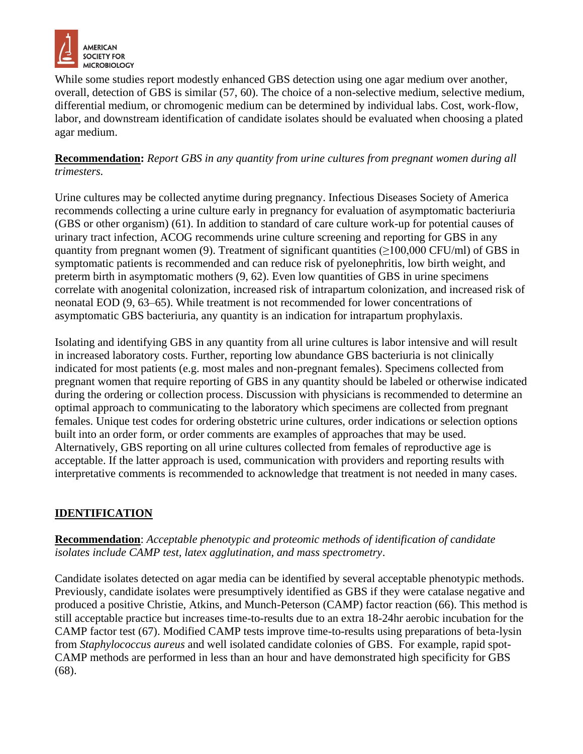While some studies report modestly enhanced GBS detection using one agar medium over another, overall, detection of GBS is similar (57, 60). The choice of a non-selective medium, selective medium, differential medium, or chromogenic medium can be determined by individual labs. Cost, work-flow, labor, and downstream identification of candidate isolates should be evaluated when choosing a plated agar medium.

**Recommendation:** *Report GBS in any quantity from urine cultures from pregnant women during all trimesters.*

Urine cultures may be collected anytime during pregnancy. Infectious Diseases Society of America recommends collecting a urine culture early in pregnancy for evaluation of asymptomatic bacteriuria (GBS or other organism) (61). In addition to standard of care culture work-up for potential causes of urinary tract infection, ACOG recommends urine culture screening and reporting for GBS in any quantity from pregnant women (9). Treatment of significant quantities (≥100,000 CFU/ml) of GBS in symptomatic patients is recommended and can reduce risk of pyelonephritis, low birth weight, and preterm birth in asymptomatic mothers (9, 62). Even low quantities of GBS in urine specimens correlate with anogenital colonization, increased risk of intrapartum colonization, and increased risk of neonatal EOD (9, 63–65). While treatment is not recommended for lower concentrations of asymptomatic GBS bacteriuria, any quantity is an indication for intrapartum prophylaxis.

Isolating and identifying GBS in any quantity from all urine cultures is labor intensive and will result in increased laboratory costs. Further, reporting low abundance GBS bacteriuria is not clinically indicated for most patients (e.g. most males and non-pregnant females). Specimens collected from pregnant women that require reporting of GBS in any quantity should be labeled or otherwise indicated during the ordering or collection process. Discussion with physicians is recommended to determine an optimal approach to communicating to the laboratory which specimens are collected from pregnant females. Unique test codes for ordering obstetric urine cultures, order indications or selection options built into an order form, or order comments are examples of approaches that may be used. Alternatively, GBS reporting on all urine cultures collected from females of reproductive age is acceptable. If the latter approach is used, communication with providers and reporting results with interpretative comments is recommended to acknowledge that treatment is not needed in many cases.

## IDENTIFICATION

**Recommendation**: *Acceptable phenotypic and proteomic methods of identification of candidate isolates include CAMP test, latex agglutination, and mass spectrometry*.

Candidate isolates detected on agar media can be identified by several acceptable phenotypic methods. Previously, candidate isolates were presumptively identified as GBS if they were catalase negative and produced a positive Christie, Atkins, and Munch-Peterson (CAMP) factor reaction (66). This method is still acceptable practice but increases time-to-results due to an extra 18-24hr aerobic incubation for the CAMP factor test (67). Modified CAMP tests improve time-to-results using preparations of beta-lysin from *Staphylococcus aureus* and well isolated candidate colonies of GBS. For example, rapid spot-CAMP methods are performed in less than an hour and have demonstrated high specificity for GBS (68).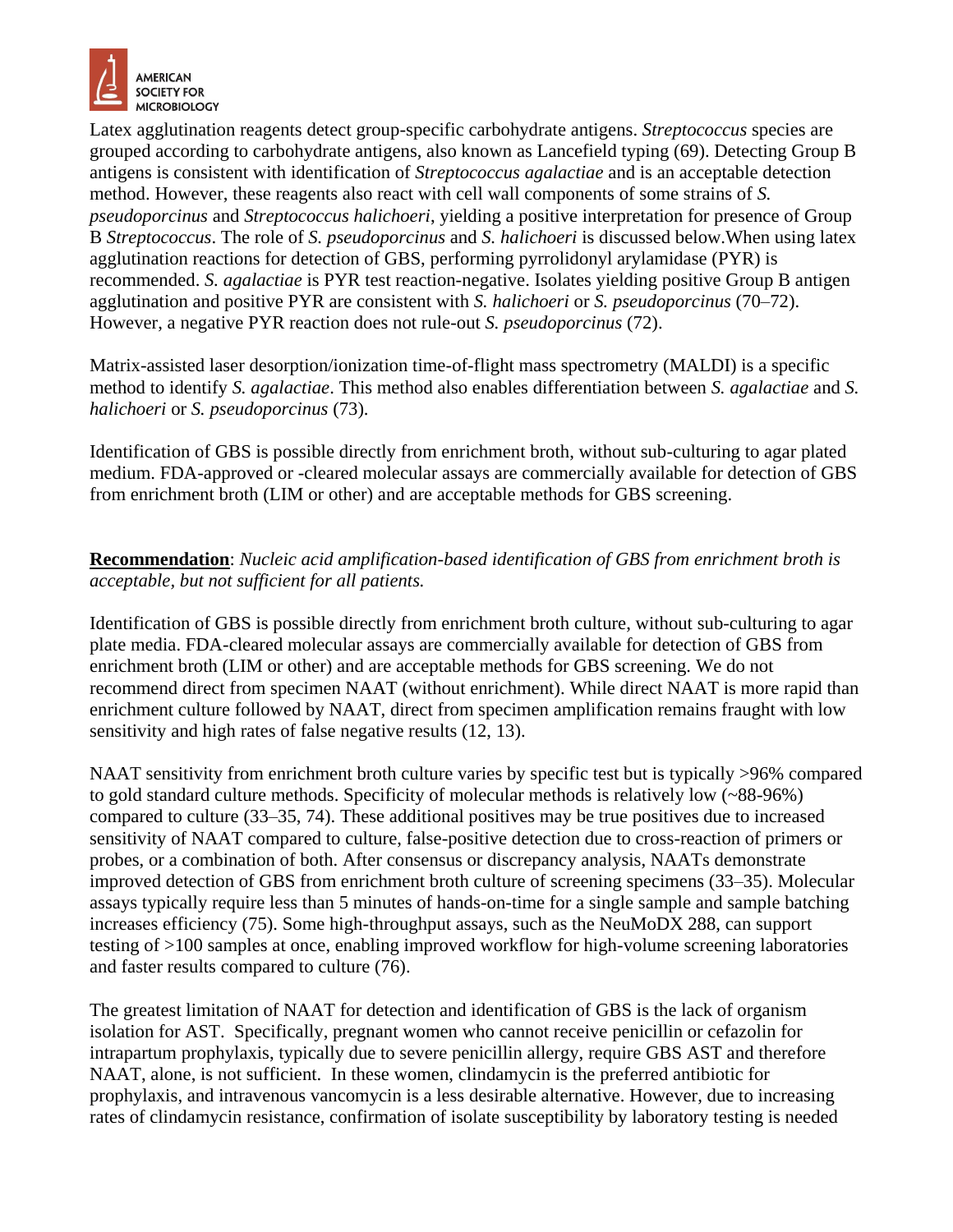Latex agglutination reagents detect group-specific carbohydrate antigens. *Streptococcus* species are grouped according to carbohydrate antigens, also known as Lancefield typing (69). Detecting Group B antigens is consistent with identification of *Streptococcus agalactiae* and is an acceptable detection method. However, these reagents also react with cell wall components of some strains of *S. pseudoporcinus* and *Streptococcus halichoeri*, yielding a positive interpretation for presence of Group B *Streptococcus*. The role of *S. pseudoporcinus* and *S. halichoeri* is discussed below.When using latex agglutination reactions for detection of GBS, performing pyrrolidonyl arylamidase (PYR) is recommended. *S. agalactiae* is PYR test reaction-negative. Isolates yielding positive Group B antigen agglutination and positive PYR are consistent with *S. halichoeri* or *S. pseudoporcinus* (70–72). However, a negative PYR reaction does not rule-out *S. pseudoporcinus* (72).

Matrix-assisted laser desorption/ionization time-of-flight mass spectrometry (MALDI) is a specific method to identify *S. agalactiae*. This method also enables differentiation between *S. agalactiae* and *S. halichoeri* or *S. pseudoporcinus* (73).

Identification of GBS is possible directly from enrichment broth, without sub-culturing to agar plated medium. FDA-approved or -cleared molecular assays are commercially available for detection of GBS from enrichment broth (LIM or other) and are acceptable methods for GBS screening.

**Recommendation**: *Nucleic acid amplification-based identification of GBS from enrichment broth is acceptable, but not sufficient for all patients.*

Identification of GBS is possible directly from enrichment broth culture, without sub-culturing to agar plate media. FDA-cleared molecular assays are commercially available for detection of GBS from enrichment broth (LIM or other) and are acceptable methods for GBS screening. We do not recommend direct from specimen NAAT (without enrichment). While direct NAAT is more rapid than enrichment culture followed by NAAT, direct from specimen amplification remains fraught with low sensitivity and high rates of false negative results (12, 13).

NAAT sensitivity from enrichment broth culture varies by specific test but is typically >96% compared to gold standard culture methods. Specificity of molecular methods is relatively low (~88-96%) compared to culture (33–35, 74). These additional positives may be true positives due to increased sensitivity of NAAT compared to culture, false-positive detection due to cross-reaction of primers or probes, or a combination of both. After consensus or discrepancy analysis, NAATs demonstrate improved detection of GBS from enrichment broth culture of screening specimens (33–35). Molecular assays typically require less than 5 minutes of hands-on-time for a single sample and sample batching increases efficiency (75). Some high-throughput assays, such as the NeuMoDX 288, can support testing of >100 samples at once, enabling improved workflow for high-volume screening laboratories and faster results compared to culture (76).

The greatest limitation of NAAT for detection and identification of GBS is the lack of organism isolation for AST. Specifically, pregnant women who cannot receive penicillin or cefazolin for intrapartum prophylaxis, typically due to severe penicillin allergy, require GBS AST and therefore NAAT, alone, is not sufficient. In these women, clindamycin is the preferred antibiotic for prophylaxis, and intravenous vancomycin is a less desirable alternative. However, due to increasing rates of clindamycin resistance, confirmation of isolate susceptibility by laboratory testing is needed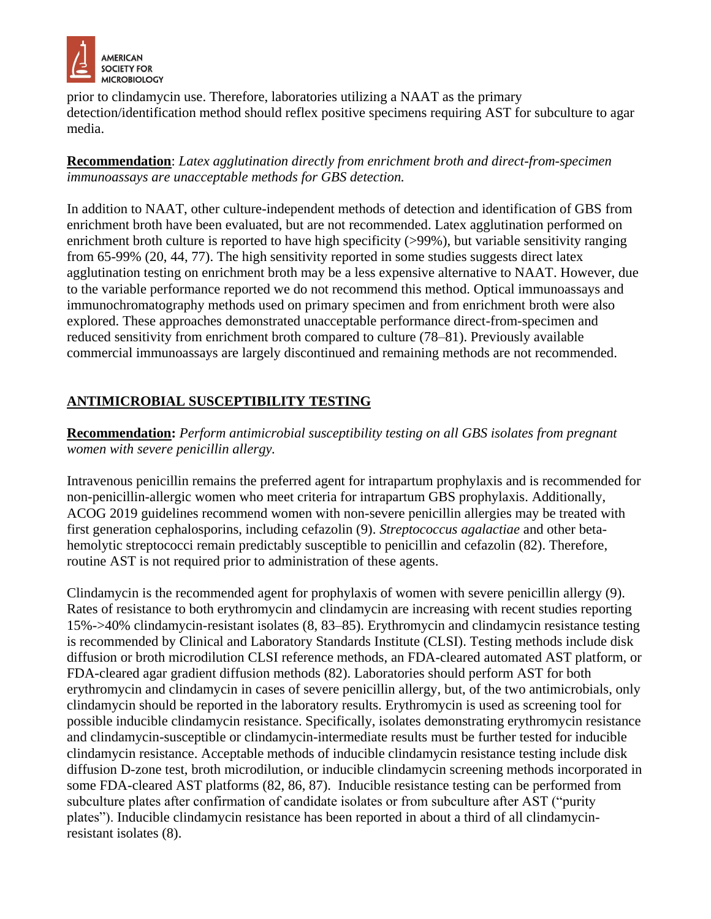prior to clindamycin use. Therefore, laboratories utilizing a NAAT as the primary detection/identification method should reflex positive specimens requiring AST for subculture to agar media.

**Recommendation**: *Latex agglutination directly from enrichment broth and direct-from-specimen immunoassays are unacceptable methods for GBS detection.*

In addition to NAAT, other culture-independent methods of detection and identification of GBS from enrichment broth have been evaluated, but are not recommended. Latex agglutination performed on enrichment broth culture is reported to have high specificity (>99%), but variable sensitivity ranging from 65-99% (20, 44, 77). The high sensitivity reported in some studies suggests direct latex agglutination testing on enrichment broth may be a less expensive alternative to NAAT. However, due to the variable performance reported we do not recommend this method. Optical immunoassays and immunochromatography methods used on primary specimen and from enrichment broth were also explored. These approaches demonstrated unacceptable performance direct-from-specimen and reduced sensitivity from enrichment broth compared to culture (78–81). Previously available commercial immunoassays are largely discontinued and remaining methods are not recommended.

## ANTIMICROBIAL SUSCEPTIBILITY TESTING

**Recommendation:** *Perform antimicrobial susceptibility testing on all GBS isolates from pregnant women with severe penicillin allergy.*

Intravenous penicillin remains the preferred agent for intrapartum prophylaxis and is recommended for non-penicillin-allergic women who meet criteria for intrapartum GBS prophylaxis. Additionally, ACOG 2019 guidelines recommend women with non-severe penicillin allergies may be treated with first generation cephalosporins, including cefazolin (9). *Streptococcus agalactiae* and other beta-hemolytic streptococci remain predictably susceptible to penicillin and cefazolin (82). Therefore, routine AST is not required prior to administration of these agents.

Clindamycin is the recommended agent for prophylaxis of women with severe penicillin allergy (9). Rates of resistance to both erythromycin and clindamycin are increasing with recent studies reporting 15%->40% clindamycin-resistant isolates (8, 83–85). Erythromycin and clindamycin resistance testing is recommended by Clinical and Laboratory Standards Institute (CLSI). Testing methods include disk diffusion or broth microdilution CLSI reference methods, an FDA-cleared automated AST platform, or FDA-cleared agar gradient diffusion methods (82). Laboratories should perform AST for both erythromycin and clindamycin in cases of severe penicillin allergy, but, of the two antimicrobials, only clindamycin should be reported in the laboratory results. Erythromycin is used as screening tool for possible inducible clindamycin resistance. Specifically, isolates demonstrating erythromycin resistance and clindamycin-susceptible or clindamycin-intermediate results must be further tested for inducible clindamycin resistance. Acceptable methods of inducible clindamycin resistance testing include disk diffusion D-zone test, broth microdilution, or inducible clindamycin screening methods incorporated in some FDA-cleared AST platforms (82, 86, 87). Inducible resistance testing can be performed from subculture plates after confirmation of candidate isolates or from subculture after AST ("purity plates"). Inducible clindamycin resistance has been reported in about a third of all clindamycin-resistant isolates (8).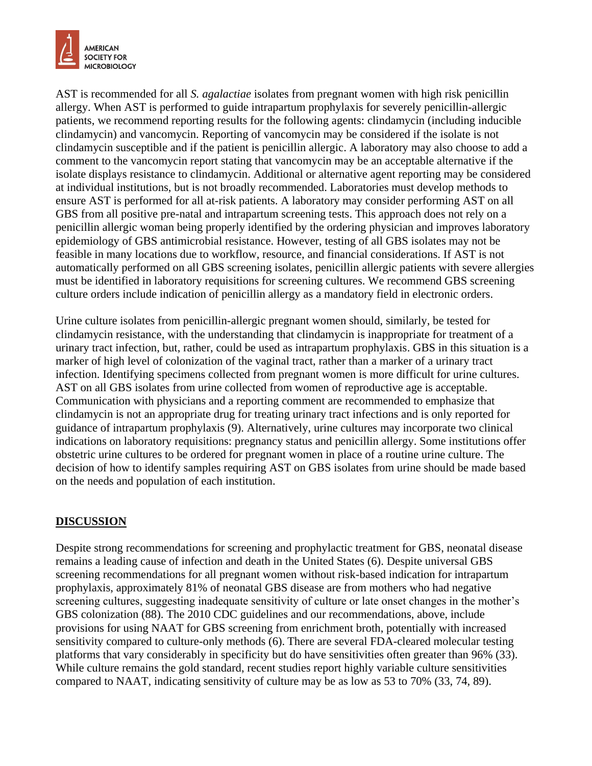AST is recommended for all *S. agalactiae* isolates from pregnant women with high risk penicillin allergy. When AST is performed to guide intrapartum prophylaxis for severely penicillin-allergic patients, we recommend reporting results for the following agents: clindamycin (including inducible clindamycin) and vancomycin. Reporting of vancomycin may be considered if the isolate is not clindamycin susceptible and if the patient is penicillin allergic. A laboratory may also choose to add a comment to the vancomycin report stating that vancomycin may be an acceptable alternative if the isolate displays resistance to clindamycin. Additional or alternative agent reporting may be considered at individual institutions, but is not broadly recommended. Laboratories must develop methods to ensure AST is performed for all at-risk patients. A laboratory may consider performing AST on all GBS from all positive pre-natal and intrapartum screening tests. This approach does not rely on a penicillin allergic woman being properly identified by the ordering physician and improves laboratory epidemiology of GBS antimicrobial resistance. However, testing of all GBS isolates may not be feasible in many locations due to workflow, resource, and financial considerations. If AST is not automatically performed on all GBS screening isolates, penicillin allergic patients with severe allergies must be identified in laboratory requisitions for screening cultures. We recommend GBS screening culture orders include indication of penicillin allergy as a mandatory field in electronic orders.

Urine culture isolates from penicillin-allergic pregnant women should, similarly, be tested for clindamycin resistance, with the understanding that clindamycin is inappropriate for treatment of a urinary tract infection, but, rather, could be used as intrapartum prophylaxis. GBS in this situation is a marker of high level of colonization of the vaginal tract, rather than a marker of a urinary tract infection. Identifying specimens collected from pregnant women is more difficult for urine cultures. AST on all GBS isolates from urine collected from women of reproductive age is acceptable. Communication with physicians and a reporting comment are recommended to emphasize that clindamycin is not an appropriate drug for treating urinary tract infections and is only reported for guidance of intrapartum prophylaxis (9). Alternatively, urine cultures may incorporate two clinical indications on laboratory requisitions: pregnancy status and penicillin allergy. Some institutions offer obstetric urine cultures to be ordered for pregnant women in place of a routine urine culture. The decision of how to identify samples requiring AST on GBS isolates from urine should be made based on the needs and population of each institution.

## DISCUSSION

Despite strong recommendations for screening and prophylactic treatment for GBS, neonatal disease remains a leading cause of infection and death in the United States (6). Despite universal GBS screening recommendations for all pregnant women without risk-based indication for intrapartum prophylaxis, approximately 81% of neonatal GBS disease are from mothers who had negative screening cultures, suggesting inadequate sensitivity of culture or late onset changes in the mother's GBS colonization (88). The 2010 CDC guidelines and our recommendations, above, include provisions for using NAAT for GBS screening from enrichment broth, potentially with increased sensitivity compared to culture-only methods (6). There are several FDA-cleared molecular testing platforms that vary considerably in specificity but do have sensitivities often greater than 96% (33). While culture remains the gold standard, recent studies report highly variable culture sensitivities compared to NAAT, indicating sensitivity of culture may be as low as 53 to 70% (33, 74, 89).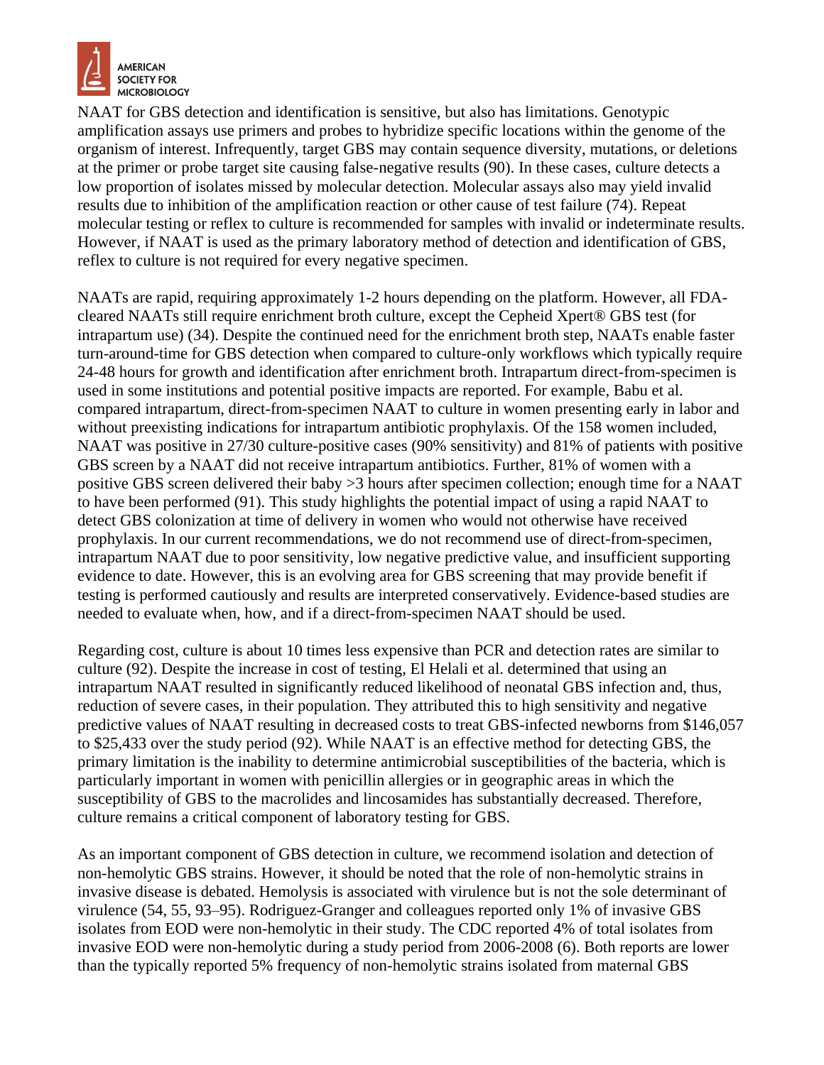NAAT for GBS detection and identification is sensitive, but also has limitations. Genotypic amplification assays use primers and probes to hybridize specific locations within the genome of the organism of interest. Infrequently, target GBS may contain sequence diversity, mutations, or deletions at the primer or probe target site causing false-negative results (90). In these cases, culture detects a low proportion of isolates missed by molecular detection. Molecular assays also may yield invalid results due to inhibition of the amplification reaction or other cause of test failure (74). Repeat molecular testing or reflex to culture is recommended for samples with invalid or indeterminate results. However, if NAAT is used as the primary laboratory method of detection and identification of GBS, reflex to culture is not required for every negative specimen.

NAATs are rapid, requiring approximately 1-2 hours depending on the platform. However, all FDA-cleared NAATs still require enrichment broth culture, except the Cepheid Xpert® GBS test (for intrapartum use) (34). Despite the continued need for the enrichment broth step, NAATs enable faster turn-around-time for GBS detection when compared to culture-only workflows which typically require 24-48 hours for growth and identification after enrichment broth. Intrapartum direct-from-specimen is used in some institutions and potential positive impacts are reported. For example, Babu et al. compared intrapartum, direct-from-specimen NAAT to culture in women presenting early in labor and without preexisting indications for intrapartum antibiotic prophylaxis. Of the 158 women included, NAAT was positive in 27/30 culture-positive cases (90% sensitivity) and 81% of patients with positive GBS screen by a NAAT did not receive intrapartum antibiotics. Further, 81% of women with a positive GBS screen delivered their baby >3 hours after specimen collection; enough time for a NAAT to have been performed (91). This study highlights the potential impact of using a rapid NAAT to detect GBS colonization at time of delivery in women who would not otherwise have received prophylaxis. In our current recommendations, we do not recommend use of direct-from-specimen, intrapartum NAAT due to poor sensitivity, low negative predictive value, and insufficient supporting evidence to date. However, this is an evolving area for GBS screening that may provide benefit if testing is performed cautiously and results are interpreted conservatively. Evidence-based studies are needed to evaluate when, how, and if a direct-from-specimen NAAT should be used.

Regarding cost, culture is about 10 times less expensive than PCR and detection rates are similar to culture (92). Despite the increase in cost of testing, El Helali et al. determined that using an intrapartum NAAT resulted in significantly reduced likelihood of neonatal GBS infection and, thus, reduction of severe cases, in their population. They attributed this to high sensitivity and negative predictive values of NAAT resulting in decreased costs to treat GBS-infected newborns from $146,057 to $25,433 over the study period (92). While NAAT is an effective method for detecting GBS, the primary limitation is the inability to determine antimicrobial susceptibilities of the bacteria, which is particularly important in women with penicillin allergies or in geographic areas in which the susceptibility of GBS to the macrolides and lincosamides has substantially decreased. Therefore, culture remains a critical component of laboratory testing for GBS.

As an important component of GBS detection in culture, we recommend isolation and detection of non-hemolytic GBS strains. However, it should be noted that the role of non-hemolytic strains in invasive disease is debated. Hemolysis is associated with virulence but is not the sole determinant of virulence (54, 55, 93–95). Rodriguez-Granger and colleagues reported only 1% of invasive GBS isolates from EOD were non-hemolytic in their study. The CDC reported 4% of total isolates from invasive EOD were non-hemolytic during a study period from 2006-2008 (6). Both reports are lower than the typically reported 5% frequency of non-hemolytic strains isolated from maternal GBS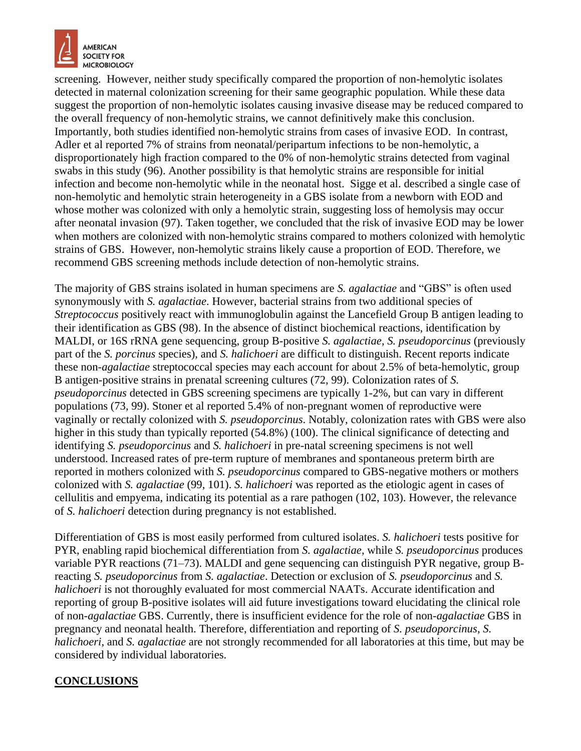screening. However, neither study specifically compared the proportion of non-hemolytic isolates detected in maternal colonization screening for their same geographic population. While these data suggest the proportion of non-hemolytic isolates causing invasive disease may be reduced compared to the overall frequency of non-hemolytic strains, we cannot definitively make this conclusion. Importantly, both studies identified non-hemolytic strains from cases of invasive EOD. In contrast, Adler et al reported 7% of strains from neonatal/peripartum infections to be non-hemolytic, a disproportionately high fraction compared to the 0% of non-hemolytic strains detected from vaginal swabs in this study (96). Another possibility is that hemolytic strains are responsible for initial infection and become non-hemolytic while in the neonatal host. Sigge et al. described a single case of non-hemolytic and hemolytic strain heterogeneity in a GBS isolate from a newborn with EOD and whose mother was colonized with only a hemolytic strain, suggesting loss of hemolysis may occur after neonatal invasion (97). Taken together, we concluded that the risk of invasive EOD may be lower when mothers are colonized with non-hemolytic strains compared to mothers colonized with hemolytic strains of GBS. However, non-hemolytic strains likely cause a proportion of EOD. Therefore, we recommend GBS screening methods include detection of non-hemolytic strains.

The majority of GBS strains isolated in human specimens are *S. agalactiae* and "GBS" is often used synonymously with *S. agalactiae*. However, bacterial strains from two additional species of *Streptococcus* positively react with immunoglobulin against the Lancefield Group B antigen leading to their identification as GBS (98). In the absence of distinct biochemical reactions, identification by MALDI, or 16S rRNA gene sequencing, group B-positive *S. agalactiae*, *S. pseudoporcinus* (previously part of the *S. porcinus* species), and *S. halichoeri* are difficult to distinguish. Recent reports indicate these non-*agalactiae* streptococcal species may each account for about 2.5% of beta-hemolytic, group B antigen-positive strains in prenatal screening cultures (72, 99). Colonization rates of *S. pseudoporcinus* detected in GBS screening specimens are typically 1-2%, but can vary in different populations (73, 99). Stoner et al reported 5.4% of non-pregnant women of reproductive were vaginally or rectally colonized with *S. pseudoporcinus*. Notably, colonization rates with GBS were also higher in this study than typically reported (54.8%) (100). The clinical significance of detecting and identifying *S. pseudoporcinus* and *S. halichoeri* in pre-natal screening specimens is not well understood. Increased rates of pre-term rupture of membranes and spontaneous preterm birth are reported in mothers colonized with *S. pseudoporcinus* compared to GBS-negative mothers or mothers colonized with *S. agalactiae* (99, 101). *S. halichoeri* was reported as the etiologic agent in cases of cellulitis and empyema, indicating its potential as a rare pathogen (102, 103). However, the relevance of *S. halichoeri* detection during pregnancy is not established.

Differentiation of GBS is most easily performed from cultured isolates. *S. halichoeri* tests positive for PYR, enabling rapid biochemical differentiation from *S. agalactiae*, while *S. pseudoporcinus* produces variable PYR reactions (71–73). MALDI and gene sequencing can distinguish PYR negative, group B-reacting *S. pseudoporcinus* from *S. agalactiae*. Detection or exclusion of *S. pseudoporcinus* and *S. halichoeri* is not thoroughly evaluated for most commercial NAATs. Accurate identification and reporting of group B-positive isolates will aid future investigations toward elucidating the clinical role of non-*agalactiae* GBS. Currently, there is insufficient evidence for the role of non-*agalactiae* GBS in pregnancy and neonatal health. Therefore, differentiation and reporting of *S. pseudoporcinus*, *S. halichoeri*, and *S. agalactiae* are not strongly recommended for all laboratories at this time, but may be considered by individual laboratories.

## CONCLUSIONS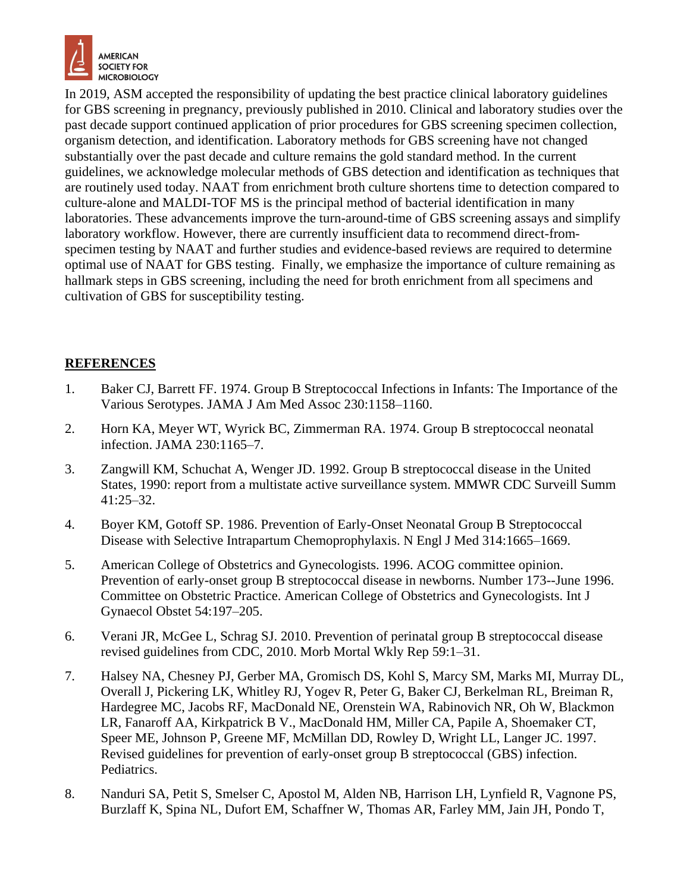In 2019, ASM accepted the responsibility of updating the best practice clinical laboratory guidelines for GBS screening in pregnancy, previously published in 2010. Clinical and laboratory studies over the past decade support continued application of prior procedures for GBS screening specimen collection, organism detection, and identification. Laboratory methods for GBS screening have not changed substantially over the past decade and culture remains the gold standard method. In the current guidelines, we acknowledge molecular methods of GBS detection and identification as techniques that are routinely used today. NAAT from enrichment broth culture shortens time to detection compared to culture-alone and MALDI-TOF MS is the principal method of bacterial identification in many laboratories. These advancements improve the turn-around-time of GBS screening assays and simplify laboratory workflow. However, there are currently insufficient data to recommend direct-from-specimen testing by NAAT and further studies and evidence-based reviews are required to determine optimal use of NAAT for GBS testing. Finally, we emphasize the importance of culture remaining as hallmark steps in GBS screening, including the need for broth enrichment from all specimens and cultivation of GBS for susceptibility testing.

## REFERENCES

1. Baker CJ, Barrett FF. 1974. Group B Streptococcal Infections in Infants: The Importance of the Various Serotypes. JAMA J Am Med Assoc 230:1158–1160.
2. Horn KA, Meyer WT, Wyrick BC, Zimmerman RA. 1974. Group B streptococcal neonatal infection. JAMA 230:1165–7.
3. Zangwill KM, Schuchat A, Wenger JD. 1992. Group B streptococcal disease in the United States, 1990: report from a multistate active surveillance system. MMWR CDC Surveill Summ 41:25–32.
4. Boyer KM, Gotoff SP. 1986. Prevention of Early-Onset Neonatal Group B Streptococcal Disease with Selective Intrapartum Chemoprophylaxis. N Engl J Med 314:1665–1669.
5. American College of Obstetrics and Gynecologists. 1996. ACOG committee opinion. Prevention of early-onset group B streptococcal disease in newborns. Number 173--June 1996. Committee on Obstetric Practice. American College of Obstetrics and Gynecologists. Int J Gynaecol Obstet 54:197–205.
6. Verani JR, McGee L, Schrag SJ. 2010. Prevention of perinatal group B streptococcal disease revised guidelines from CDC, 2010. Morb Mortal Wkly Rep 59:1–31.
7. Halsey NA, Chesney PJ, Gerber MA, Gromisch DS, Kohl S, Marcy SM, Marks MI, Murray DL, Overall J, Pickering LK, Whitley RJ, Yogev R, Peter G, Baker CJ, Berkelman RL, Breiman R, Hardegree MC, Jacobs RF, MacDonald NE, Orenstein WA, Rabinovich NR, Oh W, Blackmon LR, Fanaroff AA, Kirkpatrick B V., MacDonald HM, Miller CA, Papile A, Shoemaker CT, Speer ME, Johnson P, Greene MF, McMillan DD, Rowley D, Wright LL, Langer JC. 1997. Revised guidelines for prevention of early-onset group B streptococcal (GBS) infection. Pediatrics.
8. Nanduri SA, Petit S, Smelser C, Apostol M, Alden NB, Harrison LH, Lynfield R, Vagnone PS, Burzlaff K, Spina NL, Dufort EM, Schaffner W, Thomas AR, Farley MM, Jain JH, Pondo T,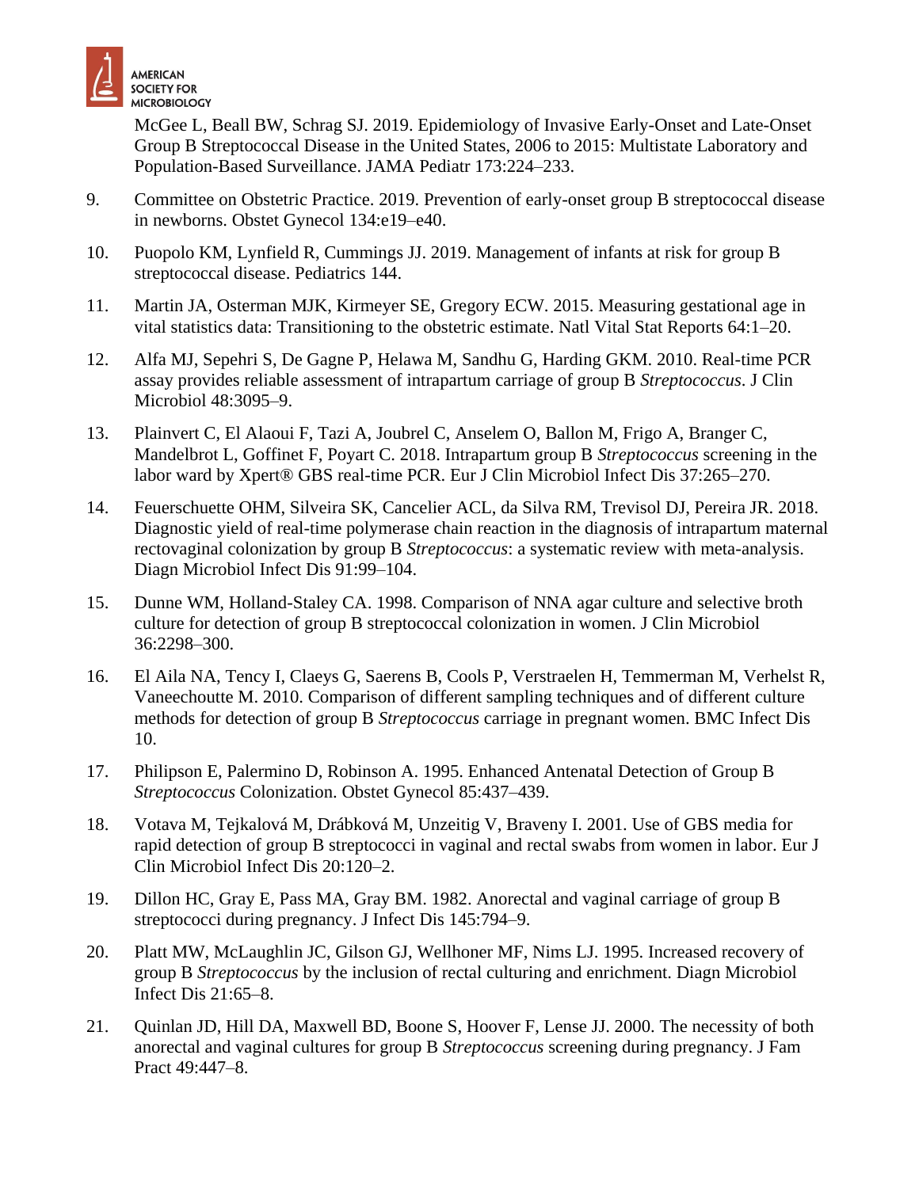McGee L, Beall BW, Schrag SJ. 2019. Epidemiology of Invasive Early-Onset and Late-Onset Group B Streptococcal Disease in the United States, 2006 to 2015: Multistate Laboratory and Population-Based Surveillance. JAMA Pediatr 173:224–233.

9. Committee on Obstetric Practice. 2019. Prevention of early-onset group B streptococcal disease in newborns. Obstet Gynecol 134:e19–e40.

10. Puopolo KM, Lynfield R, Cummings JJ. 2019. Management of infants at risk for group B streptococcal disease. Pediatrics 144.

11. Martin JA, Osterman MJK, Kirmeyer SE, Gregory ECW. 2015. Measuring gestational age in vital statistics data: Transitioning to the obstetric estimate. Natl Vital Stat Reports 64:1–20.

12. Alfa MJ, Sepehri S, De Gagne P, Helawa M, Sandhu G, Harding GKM. 2010. Real-time PCR assay provides reliable assessment of intrapartum carriage of group B *Streptococcus*. J Clin Microbiol 48:3095–9.

13. Plainvert C, El Alaoui F, Tazi A, Joubrel C, Anselem O, Ballon M, Frigo A, Branger C, Mandelbrot L, Goffinet F, Poyart C. 2018. Intrapartum group B *Streptococcus* screening in the labor ward by Xpert® GBS real-time PCR. Eur J Clin Microbiol Infect Dis 37:265–270.

14. Feuerschuette OHM, Silveira SK, Cancelier ACL, da Silva RM, Trevisol DJ, Pereira JR. 2018. Diagnostic yield of real-time polymerase chain reaction in the diagnosis of intrapartum maternal rectovaginal colonization by group B *Streptococcus*: a systematic review with meta-analysis. Diagn Microbiol Infect Dis 91:99–104.

15. Dunne WM, Holland-Staley CA. 1998. Comparison of NNA agar culture and selective broth culture for detection of group B streptococcal colonization in women. J Clin Microbiol 36:2298–300.

16. El Aila NA, Tency I, Claeys G, Saerens B, Cools P, Verstraelen H, Temmerman M, Verhelst R, Vaneechoutte M. 2010. Comparison of different sampling techniques and of different culture methods for detection of group B *Streptococcus* carriage in pregnant women. BMC Infect Dis 10.

17. Philipson E, Palermino D, Robinson A. 1995. Enhanced Antenatal Detection of Group B *Streptococcus* Colonization. Obstet Gynecol 85:437–439.

18. Votava M, Tejkalová M, Drábková M, Unzeitig V, Braveny I. 2001. Use of GBS media for rapid detection of group B streptococci in vaginal and rectal swabs from women in labor. Eur J Clin Microbiol Infect Dis 20:120–2.

19. Dillon HC, Gray E, Pass MA, Gray BM. 1982. Anorectal and vaginal carriage of group B streptococci during pregnancy. J Infect Dis 145:794–9.

20. Platt MW, McLaughlin JC, Gilson GJ, Wellhoner MF, Nims LJ. 1995. Increased recovery of group B *Streptococcus* by the inclusion of rectal culturing and enrichment. Diagn Microbiol Infect Dis 21:65–8.

21. Quinlan JD, Hill DA, Maxwell BD, Boone S, Hoover F, Lense JJ. 2000. The necessity of both anorectal and vaginal cultures for group B *Streptococcus* screening during pregnancy. J Fam Pract 49:447–8.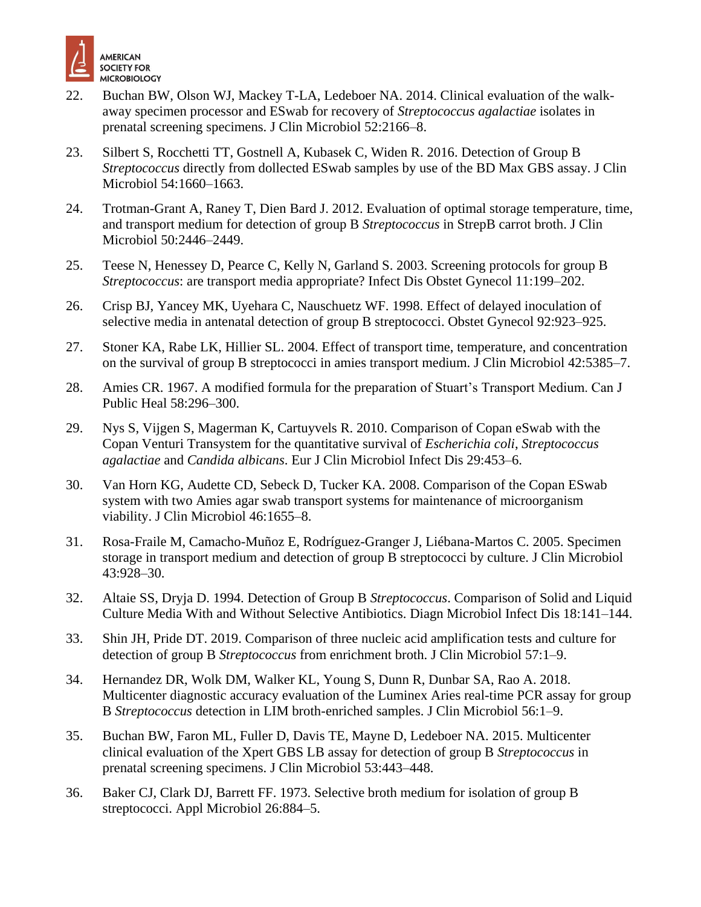22. Buchan BW, Olson WJ, Mackey T-LA, Ledeboer NA. 2014. Clinical evaluation of the walk-away specimen processor and ESwab for recovery of *Streptococcus agalactiae* isolates in prenatal screening specimens. J Clin Microbiol 52:2166–8.

23. Silbert S, Rocchetti TT, Gostnell A, Kubasek C, Widen R. 2016. Detection of Group B *Streptococcus* directly from dollected ESwab samples by use of the BD Max GBS assay. J Clin Microbiol 54:1660–1663.

24. Trotman-Grant A, Raney T, Dien Bard J. 2012. Evaluation of optimal storage temperature, time, and transport medium for detection of group B *Streptococcus* in StrepB carrot broth. J Clin Microbiol 50:2446–2449.

25. Teese N, Henessey D, Pearce C, Kelly N, Garland S. 2003. Screening protocols for group B *Streptococcus*: are transport media appropriate? Infect Dis Obstet Gynecol 11:199–202.

26. Crisp BJ, Yancey MK, Uyehara C, Nauschuetz WF. 1998. Effect of delayed inoculation of selective media in antenatal detection of group B streptococci. Obstet Gynecol 92:923–925.

27. Stoner KA, Rabe LK, Hillier SL. 2004. Effect of transport time, temperature, and concentration on the survival of group B streptococci in amies transport medium. J Clin Microbiol 42:5385–7.

28. Amies CR. 1967. A modified formula for the preparation of Stuart's Transport Medium. Can J Public Heal 58:296–300.

29. Nys S, Vijgen S, Magerman K, Cartuyvels R. 2010. Comparison of Copan eSwab with the Copan Venturi Transystem for the quantitative survival of *Escherichia coli*, *Streptococcus agalactiae* and *Candida albicans*. Eur J Clin Microbiol Infect Dis 29:453–6.

30. Van Horn KG, Audette CD, Sebeck D, Tucker KA. 2008. Comparison of the Copan ESwab system with two Amies agar swab transport systems for maintenance of microorganism viability. J Clin Microbiol 46:1655–8.

31. Rosa-Fraile M, Camacho-Muñoz E, Rodríguez-Granger J, Liébana-Martos C. 2005. Specimen storage in transport medium and detection of group B streptococci by culture. J Clin Microbiol 43:928–30.

32. Altaie SS, Dryja D. 1994. Detection of Group B *Streptococcus*. Comparison of Solid and Liquid Culture Media With and Without Selective Antibiotics. Diagn Microbiol Infect Dis 18:141–144.

33. Shin JH, Pride DT. 2019. Comparison of three nucleic acid amplification tests and culture for detection of group B *Streptococcus* from enrichment broth. J Clin Microbiol 57:1–9.

34. Hernandez DR, Wolk DM, Walker KL, Young S, Dunn R, Dunbar SA, Rao A. 2018. Multicenter diagnostic accuracy evaluation of the Luminex Aries real-time PCR assay for group B *Streptococcus* detection in LIM broth-enriched samples. J Clin Microbiol 56:1–9.

35. Buchan BW, Faron ML, Fuller D, Davis TE, Mayne D, Ledeboer NA. 2015. Multicenter clinical evaluation of the Xpert GBS LB assay for detection of group B *Streptococcus* in prenatal screening specimens. J Clin Microbiol 53:443–448.

36. Baker CJ, Clark DJ, Barrett FF. 1973. Selective broth medium for isolation of group B streptococci. Appl Microbiol 26:884–5.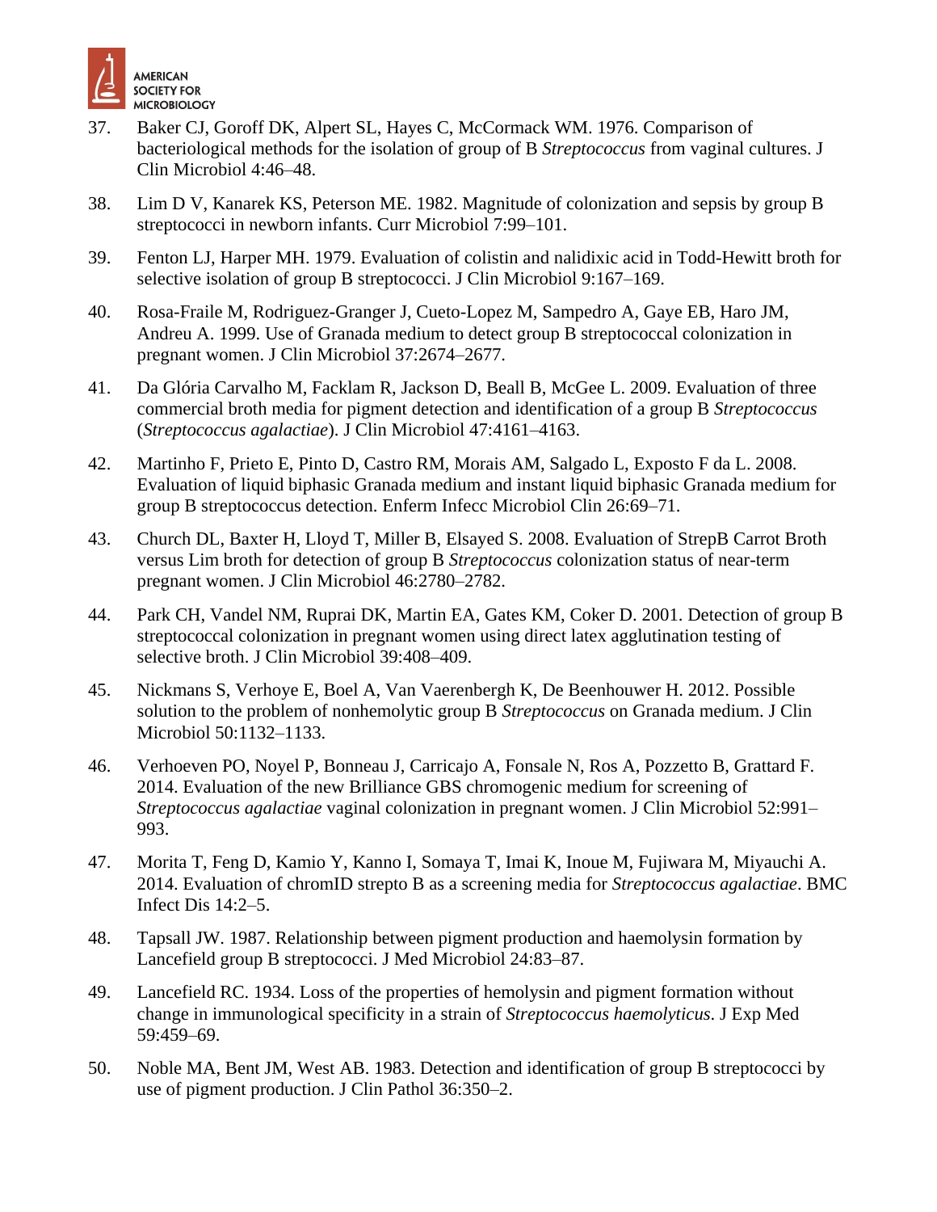37. Baker CJ, Goroff DK, Alpert SL, Hayes C, McCormack WM. 1976. Comparison of bacteriological methods for the isolation of group of B *Streptococcus* from vaginal cultures. J Clin Microbiol 4:46–48.

38. Lim D V, Kanarek KS, Peterson ME. 1982. Magnitude of colonization and sepsis by group B streptococci in newborn infants. Curr Microbiol 7:99–101.

39. Fenton LJ, Harper MH. 1979. Evaluation of colistin and nalidixic acid in Todd-Hewitt broth for selective isolation of group B streptococci. J Clin Microbiol 9:167–169.

40. Rosa-Fraile M, Rodriguez-Granger J, Cueto-Lopez M, Sampedro A, Gaye EB, Haro JM, Andreu A. 1999. Use of Granada medium to detect group B streptococcal colonization in pregnant women. J Clin Microbiol 37:2674–2677.

41. Da Glória Carvalho M, Facklam R, Jackson D, Beall B, McGee L. 2009. Evaluation of three commercial broth media for pigment detection and identification of a group B *Streptococcus* (*Streptococcus agalactiae*). J Clin Microbiol 47:4161–4163.

42. Martinho F, Prieto E, Pinto D, Castro RM, Morais AM, Salgado L, Exposto F da L. 2008. Evaluation of liquid biphasic Granada medium and instant liquid biphasic Granada medium for group B streptococcus detection. Enferm Infecc Microbiol Clin 26:69–71.

43. Church DL, Baxter H, Lloyd T, Miller B, Elsayed S. 2008. Evaluation of StrepB Carrot Broth versus Lim broth for detection of group B *Streptococcus* colonization status of near-term pregnant women. J Clin Microbiol 46:2780–2782.

44. Park CH, Vandel NM, Ruprai DK, Martin EA, Gates KM, Coker D. 2001. Detection of group B streptococcal colonization in pregnant women using direct latex agglutination testing of selective broth. J Clin Microbiol 39:408–409.

45. Nickmans S, Verhoye E, Boel A, Van Vaerenbergh K, De Beenhouwer H. 2012. Possible solution to the problem of nonhemolytic group B *Streptococcus* on Granada medium. J Clin Microbiol 50:1132–1133.

46. Verhoeven PO, Noyel P, Bonneau J, Carricajo A, Fonsale N, Ros A, Pozzetto B, Grattard F. 2014. Evaluation of the new Brilliance GBS chromogenic medium for screening of *Streptococcus agalactiae* vaginal colonization in pregnant women. J Clin Microbiol 52:991–993.

47. Morita T, Feng D, Kamio Y, Kanno I, Somaya T, Imai K, Inoue M, Fujiwara M, Miyauchi A. 2014. Evaluation of chromID strepto B as a screening media for *Streptococcus agalactiae*. BMC Infect Dis 14:2–5.

48. Tapsall JW. 1987. Relationship between pigment production and haemolysin formation by Lancefield group B streptococci. J Med Microbiol 24:83–87.

49. Lancefield RC. 1934. Loss of the properties of hemolysin and pigment formation without change in immunological specificity in a strain of *Streptococcus haemolyticus*. J Exp Med 59:459–69.

50. Noble MA, Bent JM, West AB. 1983. Detection and identification of group B streptococci by use of pigment production. J Clin Pathol 36:350–2.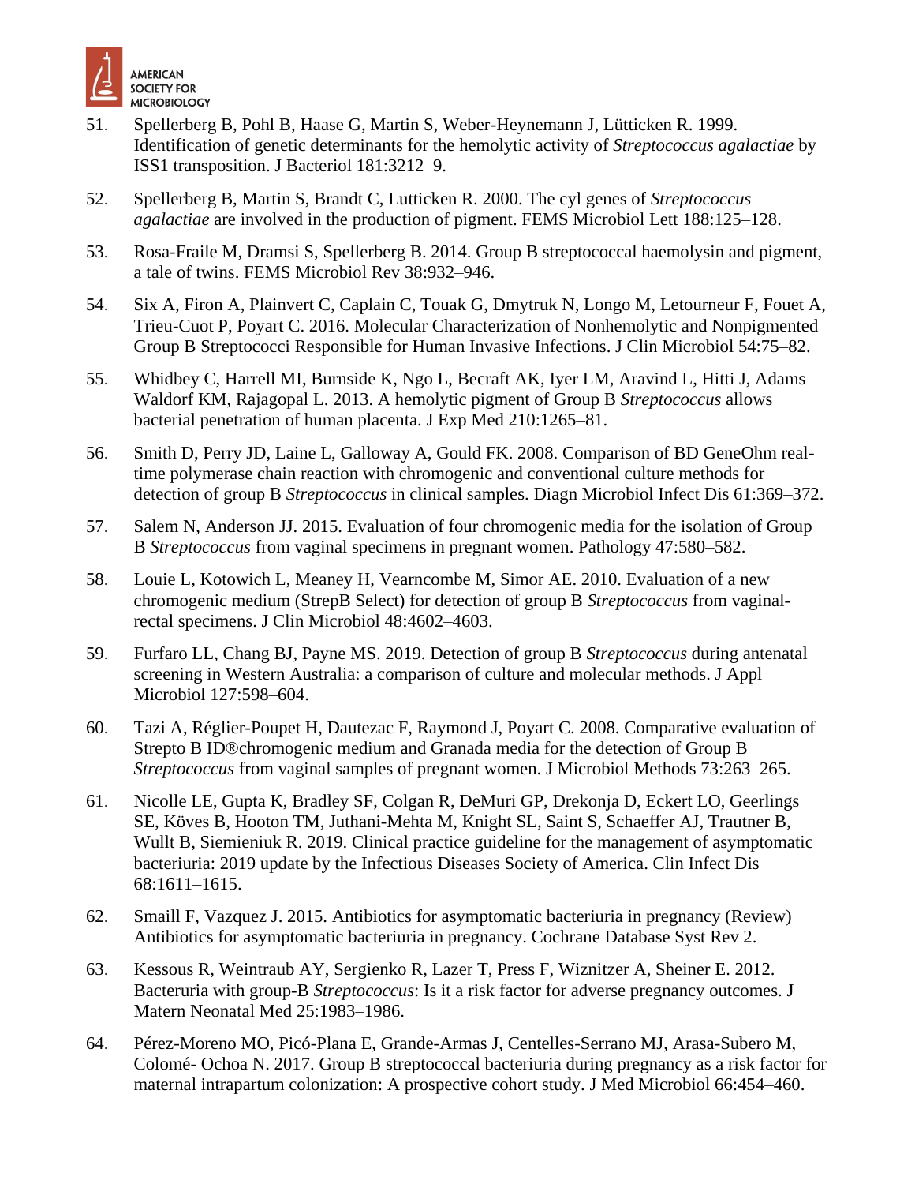51. Spellerberg B, Pohl B, Haase G, Martin S, Weber-Heynemann J, Lütticken R. 1999. Identification of genetic determinants for the hemolytic activity of *Streptococcus agalactiae* by ISS1 transposition. J Bacteriol 181:3212–9.

52. Spellerberg B, Martin S, Brandt C, Lutticken R. 2000. The cyl genes of *Streptococcus agalactiae* are involved in the production of pigment. FEMS Microbiol Lett 188:125–128.

53. Rosa-Fraile M, Dramsi S, Spellerberg B. 2014. Group B streptococcal haemolysin and pigment, a tale of twins. FEMS Microbiol Rev 38:932–946.

54. Six A, Firon A, Plainvert C, Caplain C, Touak G, Dmytruk N, Longo M, Letourneur F, Fouet A, Trieu-Cuot P, Poyart C. 2016. Molecular Characterization of Nonhemolytic and Nonpigmented Group B Streptococci Responsible for Human Invasive Infections. J Clin Microbiol 54:75–82.

55. Whidbey C, Harrell MI, Burnside K, Ngo L, Becraft AK, Iyer LM, Aravind L, Hitti J, Adams Waldorf KM, Rajagopal L. 2013. A hemolytic pigment of Group B *Streptococcus* allows bacterial penetration of human placenta. J Exp Med 210:1265–81.

56. Smith D, Perry JD, Laine L, Galloway A, Gould FK. 2008. Comparison of BD GeneOhm real-time polymerase chain reaction with chromogenic and conventional culture methods for detection of group B *Streptococcus* in clinical samples. Diagn Microbiol Infect Dis 61:369–372.

57. Salem N, Anderson JJ. 2015. Evaluation of four chromogenic media for the isolation of Group B *Streptococcus* from vaginal specimens in pregnant women. Pathology 47:580–582.

58. Louie L, Kotowich L, Meaney H, Vearncombe M, Simor AE. 2010. Evaluation of a new chromogenic medium (StrepB Select) for detection of group B *Streptococcus* from vaginal-rectal specimens. J Clin Microbiol 48:4602–4603.

59. Furfaro LL, Chang BJ, Payne MS. 2019. Detection of group B *Streptococcus* during antenatal screening in Western Australia: a comparison of culture and molecular methods. J Appl Microbiol 127:598–604.

60. Tazi A, Réglier-Poupet H, Dautezac F, Raymond J, Poyart C. 2008. Comparative evaluation of Strepto B ID®chromogenic medium and Granada media for the detection of Group B *Streptococcus* from vaginal samples of pregnant women. J Microbiol Methods 73:263–265.

61. Nicolle LE, Gupta K, Bradley SF, Colgan R, DeMuri GP, Drekonja D, Eckert LO, Geerlings SE, Köves B, Hooton TM, Juthani-Mehta M, Knight SL, Saint S, Schaeffer AJ, Trautner B, Wullt B, Siemieniuk R. 2019. Clinical practice guideline for the management of asymptomatic bacteriuria: 2019 update by the Infectious Diseases Society of America. Clin Infect Dis 68:1611–1615.

62. Smaill F, Vazquez J. 2015. Antibiotics for asymptomatic bacteriuria in pregnancy (Review) Antibiotics for asymptomatic bacteriuria in pregnancy. Cochrane Database Syst Rev 2.

63. Kessous R, Weintraub AY, Sergienko R, Lazer T, Press F, Wiznitzer A, Sheiner E. 2012. Bacteruria with group-B *Streptococcus*: Is it a risk factor for adverse pregnancy outcomes. J Matern Neonatal Med 25:1983–1986.

64. Pérez-Moreno MO, Picó-Plana E, Grande-Armas J, Centelles-Serrano MJ, Arasa-Subero M, Colomé- Ochoa N. 2017. Group B streptococcal bacteriuria during pregnancy as a risk factor for maternal intrapartum colonization: A prospective cohort study. J Med Microbiol 66:454–460.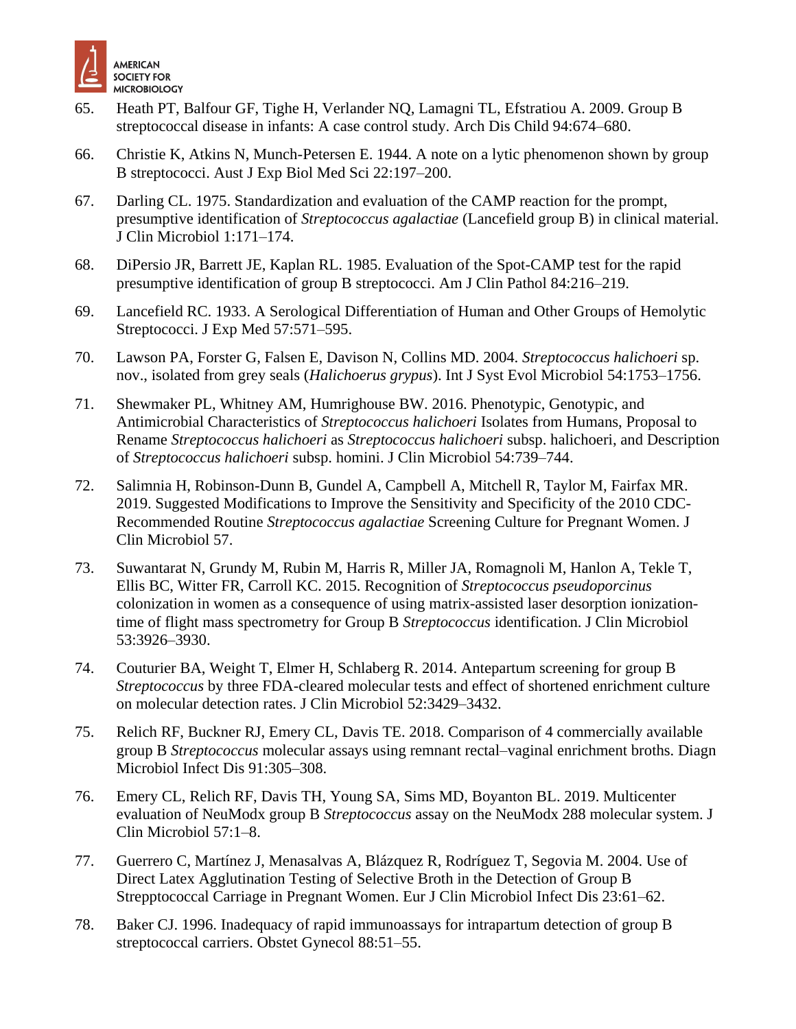65. Heath PT, Balfour GF, Tighe H, Verlander NQ, Lamagni TL, Efstratiou A. 2009. Group B streptococcal disease in infants: A case control study. Arch Dis Child 94:674–680.

66. Christie K, Atkins N, Munch-Petersen E. 1944. A note on a lytic phenomenon shown by group B streptococci. Aust J Exp Biol Med Sci 22:197–200.

67. Darling CL. 1975. Standardization and evaluation of the CAMP reaction for the prompt, presumptive identification of *Streptococcus agalactiae* (Lancefield group B) in clinical material. J Clin Microbiol 1:171–174.

68. DiPersio JR, Barrett JE, Kaplan RL. 1985. Evaluation of the Spot-CAMP test for the rapid presumptive identification of group B streptococci. Am J Clin Pathol 84:216–219.

69. Lancefield RC. 1933. A Serological Differentiation of Human and Other Groups of Hemolytic Streptococci. J Exp Med 57:571–595.

70. Lawson PA, Forster G, Falsen E, Davison N, Collins MD. 2004. *Streptococcus halichoeri* sp. nov., isolated from grey seals (*Halichoerus grypus*). Int J Syst Evol Microbiol 54:1753–1756.

71. Shewmaker PL, Whitney AM, Humrighouse BW. 2016. Phenotypic, Genotypic, and Antimicrobial Characteristics of *Streptococcus halichoeri* Isolates from Humans, Proposal to Rename *Streptococcus halichoeri* as *Streptococcus halichoeri* subsp. halichoeri, and Description of *Streptococcus halichoeri* subsp. homini. J Clin Microbiol 54:739–744.

72. Salimnia H, Robinson-Dunn B, Gundel A, Campbell A, Mitchell R, Taylor M, Fairfax MR. 2019. Suggested Modifications to Improve the Sensitivity and Specificity of the 2010 CDC-Recommended Routine *Streptococcus agalactiae* Screening Culture for Pregnant Women. J Clin Microbiol 57.

73. Suwantarat N, Grundy M, Rubin M, Harris R, Miller JA, Romagnoli M, Hanlon A, Tekle T, Ellis BC, Witter FR, Carroll KC. 2015. Recognition of *Streptococcus pseudoporcinus* colonization in women as a consequence of using matrix-assisted laser desorption ionization-time of flight mass spectrometry for Group B *Streptococcus* identification. J Clin Microbiol 53:3926–3930.

74. Couturier BA, Weight T, Elmer H, Schlaberg R. 2014. Antepartum screening for group B *Streptococcus* by three FDA-cleared molecular tests and effect of shortened enrichment culture on molecular detection rates. J Clin Microbiol 52:3429–3432.

75. Relich RF, Buckner RJ, Emery CL, Davis TE. 2018. Comparison of 4 commercially available group B *Streptococcus* molecular assays using remnant rectal–vaginal enrichment broths. Diagn Microbiol Infect Dis 91:305–308.

76. Emery CL, Relich RF, Davis TH, Young SA, Sims MD, Boyanton BL. 2019. Multicenter evaluation of NeuModx group B *Streptococcus* assay on the NeuModx 288 molecular system. J Clin Microbiol 57:1–8.

77. Guerrero C, Martínez J, Menasalvas A, Blázquez R, Rodríguez T, Segovia M. 2004. Use of Direct Latex Agglutination Testing of Selective Broth in the Detection of Group B Strepptococcal Carriage in Pregnant Women. Eur J Clin Microbiol Infect Dis 23:61–62.

78. Baker CJ. 1996. Inadequacy of rapid immunoassays for intrapartum detection of group B streptococcal carriers. Obstet Gynecol 88:51–55.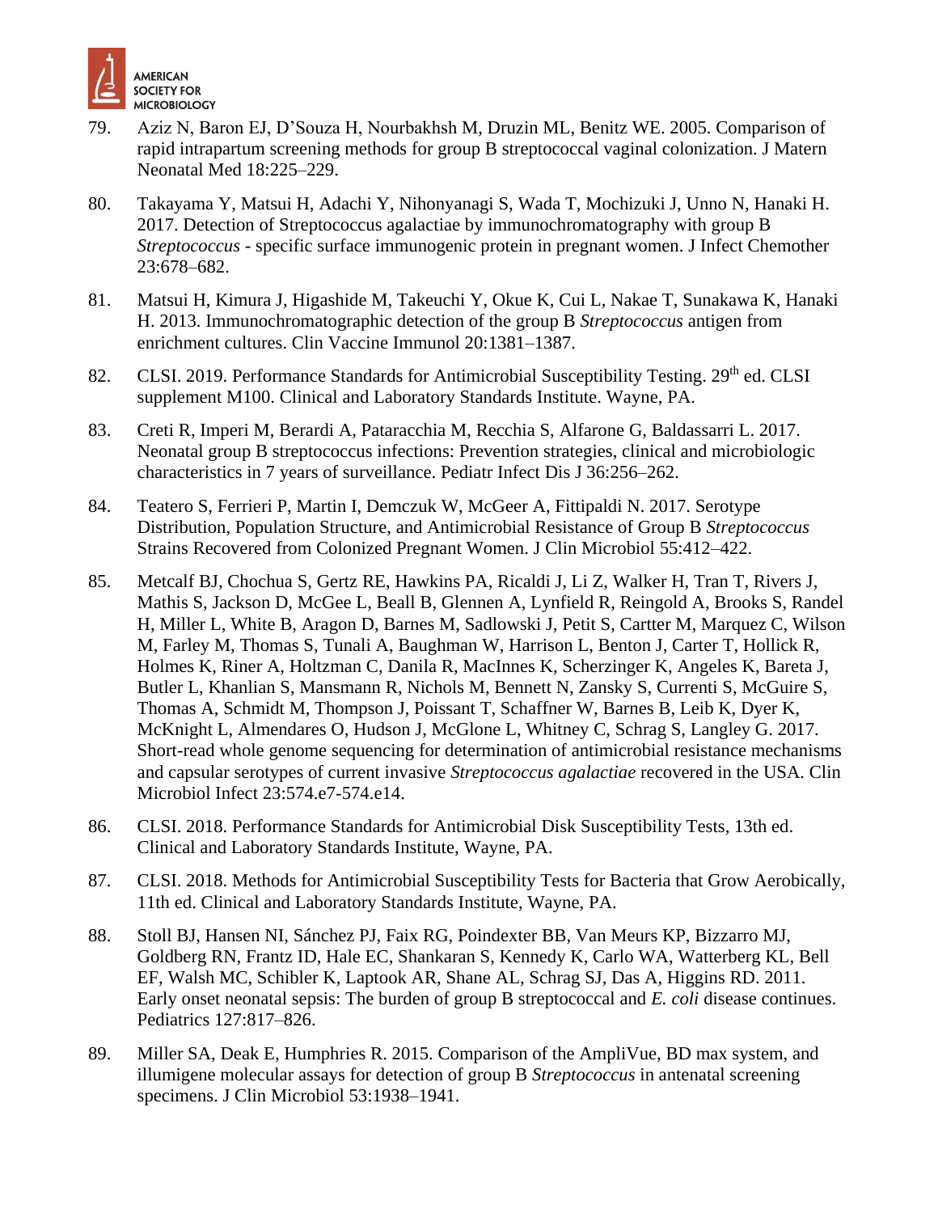79. Aziz N, Baron EJ, D'Souza H, Nourbakhsh M, Druzin ML, Benitz WE. 2005. Comparison of rapid intrapartum screening methods for group B streptococcal vaginal colonization. J Matern Neonatal Med 18:225–229.

80. Takayama Y, Matsui H, Adachi Y, Nihonyanagi S, Wada T, Mochizuki J, Unno N, Hanaki H. 2017. Detection of Streptococcus agalactiae by immunochromatography with group B *Streptococcus* - specific surface immunogenic protein in pregnant women. J Infect Chemother 23:678–682.

81. Matsui H, Kimura J, Higashide M, Takeuchi Y, Okue K, Cui L, Nakae T, Sunakawa K, Hanaki H. 2013. Immunochromatographic detection of the group B *Streptococcus* antigen from enrichment cultures. Clin Vaccine Immunol 20:1381–1387.

82. CLSI. 2019. Performance Standards for Antimicrobial Susceptibility Testing. 29th ed. CLSI supplement M100. Clinical and Laboratory Standards Institute. Wayne, PA.

83. Creti R, Imperi M, Berardi A, Pataracchia M, Recchia S, Alfarone G, Baldassarri L. 2017. Neonatal group B streptococcus infections: Prevention strategies, clinical and microbiologic characteristics in 7 years of surveillance. Pediatr Infect Dis J 36:256–262.

84. Teatero S, Ferrieri P, Martin I, Demczuk W, McGeer A, Fittipaldi N. 2017. Serotype Distribution, Population Structure, and Antimicrobial Resistance of Group B *Streptococcus* Strains Recovered from Colonized Pregnant Women. J Clin Microbiol 55:412–422.

85. Metcalf BJ, Chochua S, Gertz RE, Hawkins PA, Ricaldi J, Li Z, Walker H, Tran T, Rivers J, Mathis S, Jackson D, McGee L, Beall B, Glennen A, Lynfield R, Reingold A, Brooks S, Randel H, Miller L, White B, Aragon D, Barnes M, Sadlowski J, Petit S, Cartter M, Marquez C, Wilson M, Farley M, Thomas S, Tunali A, Baughman W, Harrison L, Benton J, Carter T, Hollick R, Holmes K, Riner A, Holtzman C, Danila R, MacInnes K, Scherzinger K, Angeles K, Bareta J, Butler L, Khanlian S, Mansmann R, Nichols M, Bennett N, Zansky S, Currenti S, McGuire S, Thomas A, Schmidt M, Thompson J, Poissant T, Schaffner W, Barnes B, Leib K, Dyer K, McKnight L, Almendares O, Hudson J, McGlone L, Whitney C, Schrag S, Langley G. 2017. Short-read whole genome sequencing for determination of antimicrobial resistance mechanisms and capsular serotypes of current invasive *Streptococcus agalactiae* recovered in the USA. Clin Microbiol Infect 23:574.e7-574.e14.

86. CLSI. 2018. Performance Standards for Antimicrobial Disk Susceptibility Tests, 13th ed. Clinical and Laboratory Standards Institute, Wayne, PA.

87. CLSI. 2018. Methods for Antimicrobial Susceptibility Tests for Bacteria that Grow Aerobically, 11th ed. Clinical and Laboratory Standards Institute, Wayne, PA.

88. Stoll BJ, Hansen NI, Sánchez PJ, Faix RG, Poindexter BB, Van Meurs KP, Bizzarro MJ, Goldberg RN, Frantz ID, Hale EC, Shankaran S, Kennedy K, Carlo WA, Watterberg KL, Bell EF, Walsh MC, Schibler K, Laptook AR, Shane AL, Schrag SJ, Das A, Higgins RD. 2011. Early onset neonatal sepsis: The burden of group B streptococcal and *E. coli* disease continues. Pediatrics 127:817–826.

89. Miller SA, Deak E, Humphries R. 2015. Comparison of the AmpliVue, BD max system, and illumigene molecular assays for detection of group B *Streptococcus* in antenatal screening specimens. J Clin Microbiol 53:1938–1941.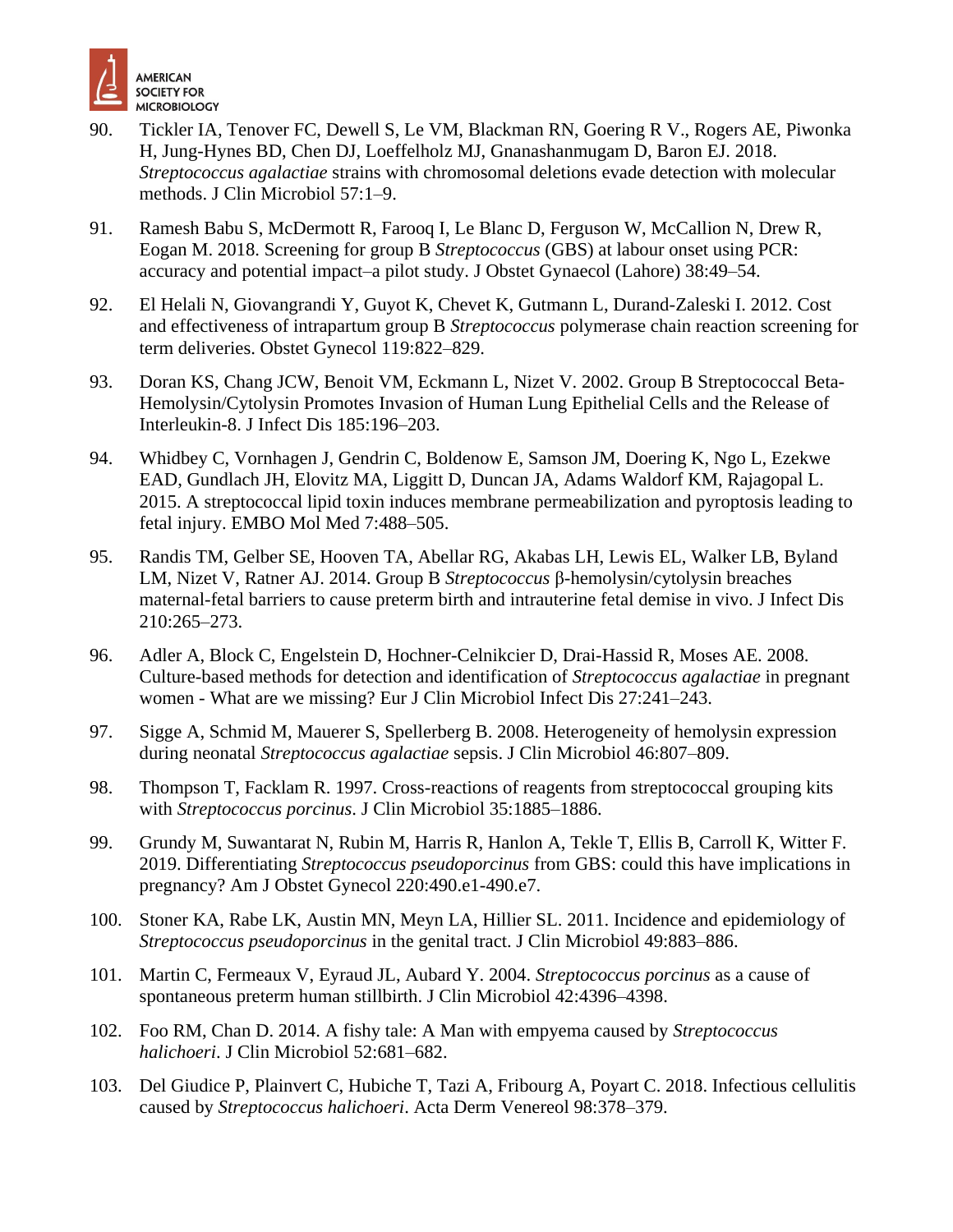90. Tickler IA, Tenover FC, Dewell S, Le VM, Blackman RN, Goering R V., Rogers AE, Piwonka H, Jung-Hynes BD, Chen DJ, Loeffelholz MJ, Gnanashanmugam D, Baron EJ. 2018. *Streptococcus agalactiae* strains with chromosomal deletions evade detection with molecular methods. J Clin Microbiol 57:1–9.

91. Ramesh Babu S, McDermott R, Farooq I, Le Blanc D, Ferguson W, McCallion N, Drew R, Eogan M. 2018. Screening for group B *Streptococcus* (GBS) at labour onset using PCR: accuracy and potential impact–a pilot study. J Obstet Gynaecol (Lahore) 38:49–54.

92. El Helali N, Giovangrandi Y, Guyot K, Chevet K, Gutmann L, Durand-Zaleski I. 2012. Cost and effectiveness of intrapartum group B *Streptococcus* polymerase chain reaction screening for term deliveries. Obstet Gynecol 119:822–829.

93. Doran KS, Chang JCW, Benoit VM, Eckmann L, Nizet V. 2002. Group B Streptococcal Beta-Hemolysin/Cytolysin Promotes Invasion of Human Lung Epithelial Cells and the Release of Interleukin-8. J Infect Dis 185:196–203.

94. Whidbey C, Vornhagen J, Gendrin C, Boldenow E, Samson JM, Doering K, Ngo L, Ezekwe EAD, Gundlach JH, Elovitz MA, Liggitt D, Duncan JA, Adams Waldorf KM, Rajagopal L. 2015. A streptococcal lipid toxin induces membrane permeabilization and pyroptosis leading to fetal injury. EMBO Mol Med 7:488–505.

95. Randis TM, Gelber SE, Hooven TA, Abellar RG, Akabas LH, Lewis EL, Walker LB, Byland LM, Nizet V, Ratner AJ. 2014. Group B *Streptococcus* β-hemolysin/cytolysin breaches maternal-fetal barriers to cause preterm birth and intrauterine fetal demise in vivo. J Infect Dis 210:265–273.

96. Adler A, Block C, Engelstein D, Hochner-Celnikcier D, Drai-Hassid R, Moses AE. 2008. Culture-based methods for detection and identification of *Streptococcus agalactiae* in pregnant women - What are we missing? Eur J Clin Microbiol Infect Dis 27:241–243.

97. Sigge A, Schmid M, Mauerer S, Spellerberg B. 2008. Heterogeneity of hemolysin expression during neonatal *Streptococcus agalactiae* sepsis. J Clin Microbiol 46:807–809.

98. Thompson T, Facklam R. 1997. Cross-reactions of reagents from streptococcal grouping kits with *Streptococcus porcinus*. J Clin Microbiol 35:1885–1886.

99. Grundy M, Suwantarat N, Rubin M, Harris R, Hanlon A, Tekle T, Ellis B, Carroll K, Witter F. 2019. Differentiating *Streptococcus pseudoporcinus* from GBS: could this have implications in pregnancy? Am J Obstet Gynecol 220:490.e1-490.e7.

100. Stoner KA, Rabe LK, Austin MN, Meyn LA, Hillier SL. 2011. Incidence and epidemiology of *Streptococcus pseudoporcinus* in the genital tract. J Clin Microbiol 49:883–886.

101. Martin C, Fermeaux V, Eyraud JL, Aubard Y. 2004. *Streptococcus porcinus* as a cause of spontaneous preterm human stillbirth. J Clin Microbiol 42:4396–4398.

102. Foo RM, Chan D. 2014. A fishy tale: A Man with empyema caused by *Streptococcus halichoeri*. J Clin Microbiol 52:681–682.

103. Del Giudice P, Plainvert C, Hubiche T, Tazi A, Fribourg A, Poyart C. 2018. Infectious cellulitis caused by *Streptococcus halichoeri*. Acta Derm Venereol 98:378–379.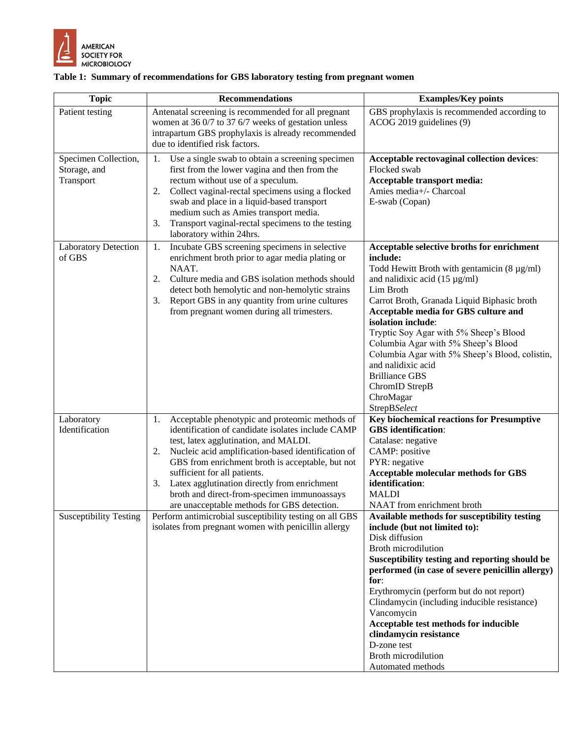AMERICAN SOCIETY FOR MICROBIOLOGY

**Table 1: Summary of recommendations for GBS laboratory testing from pregnant women**

| Topic | Recommendations | Examples/Key points |
|---|---|---|
| Patient testing | Antenatal screening is recommended for all pregnant women at 36 0/7 to 37 6/7 weeks of gestation unless intrapartum GBS prophylaxis is already recommended due to identified risk factors. | GBS prophylaxis is recommended according to ACOG 2019 guidelines (9) |
| Specimen Collection, Storage, and Transport | 1. Use a single swab to obtain a screening specimen first from the lower vagina and then from the rectum without use of a speculum.<br>2. Collect vaginal-rectal specimens using a flocked swab and place in a liquid-based transport medium such as Amies transport media.<br>3. Transport vaginal-rectal specimens to the testing laboratory within 24hrs. | **Acceptable rectovaginal collection devices**:<br>Flocked swab<br>**Acceptable transport media:**<br>Amies media+/- Charcoal<br>E-swab (Copan) |
| Laboratory Detection of GBS | 1. Incubate GBS screening specimens in selective enrichment broth prior to agar media plating or NAAT.<br>2. Culture media and GBS isolation methods should detect both hemolytic and non-hemolytic strains<br>3. Report GBS in any quantity from urine cultures from pregnant women during all trimesters. | **Acceptable selective broths for enrichment include:**<br>Todd Hewitt Broth with gentamicin (8 µg/ml) and nalidixic acid (15 µg/ml)<br>Lim Broth<br>Carrot Broth, Granada Liquid Biphasic broth<br>**Acceptable media for GBS culture and isolation include**:<br>Tryptic Soy Agar with 5% Sheep's Blood<br>Columbia Agar with 5% Sheep's Blood<br>Columbia Agar with 5% Sheep's Blood, colistin, and nalidixic acid<br>Brilliance GBS<br>ChromID StrepB<br>ChroMagar<br>StrepB*Select* |
| Laboratory Identification | 1. Acceptable phenotypic and proteomic methods of identification of candidate isolates include CAMP test, latex agglutination, and MALDI.<br>2. Nucleic acid amplification-based identification of GBS from enrichment broth is acceptable, but not sufficient for all patients.<br>3. Latex agglutination directly from enrichment broth and direct-from-specimen immunoassays are unacceptable methods for GBS detection. | **Key biochemical reactions for Presumptive GBS identification**:<br>Catalase: negative<br>CAMP: positive<br>PYR: negative<br>**Acceptable molecular methods for GBS identification**:<br>MALDI<br>NAAT from enrichment broth |
| Susceptibility Testing | Perform antimicrobial susceptibility testing on all GBS isolates from pregnant women with penicillin allergy | **Available methods for susceptibility testing include (but not limited to):**<br>Disk diffusion<br>Broth microdilution<br>**Susceptibility testing and reporting should be performed (in case of severe penicillin allergy) for**:<br>Erythromycin (perform but do not report)<br>Clindamycin (including inducible resistance)<br>Vancomycin<br>**Acceptable test methods for inducible clindamycin resistance**<br>D-zone test<br>Broth microdilution<br>Automated methods |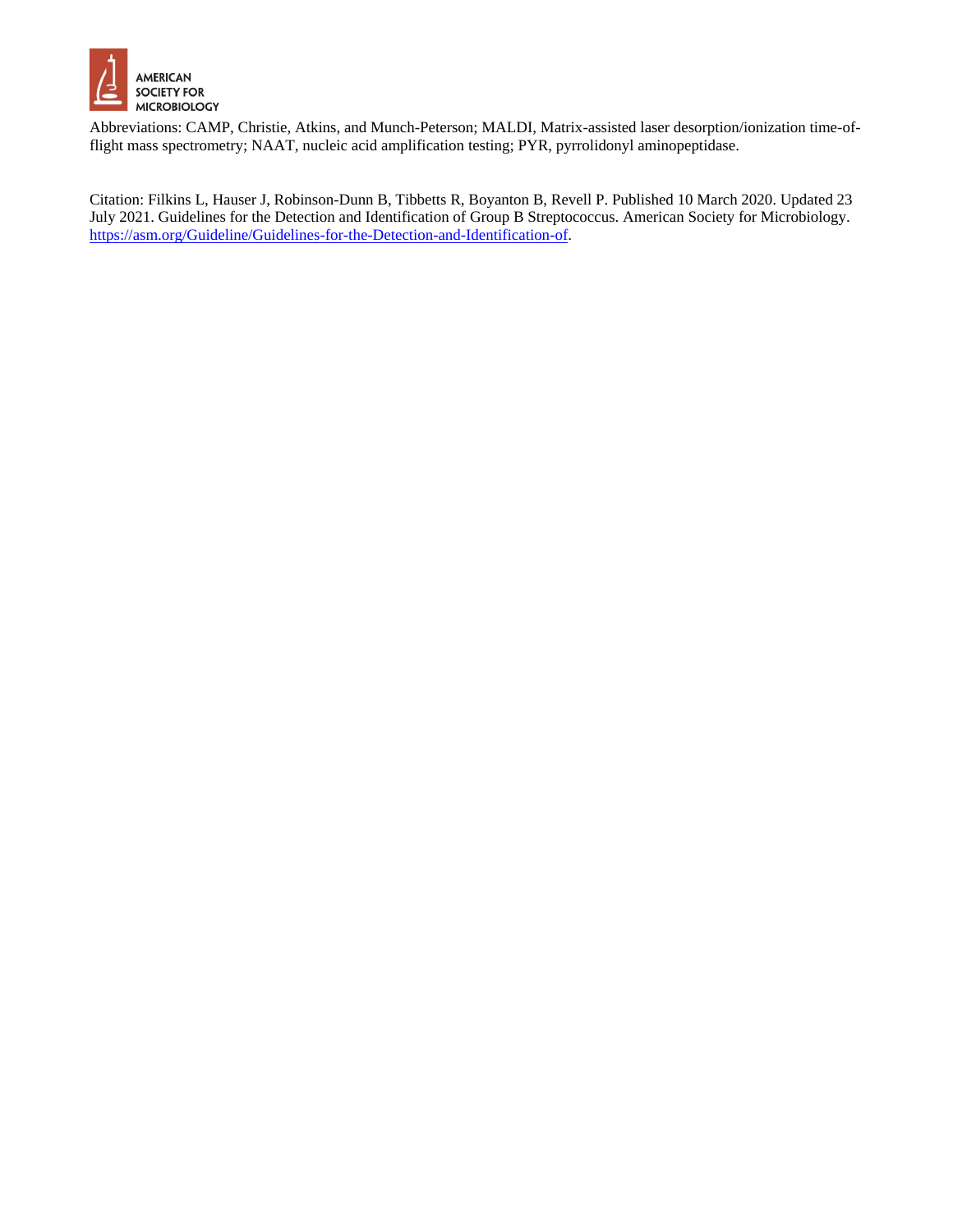Abbreviations: CAMP, Christie, Atkins, and Munch-Peterson; MALDI, Matrix-assisted laser desorption/ionization time-of-flight mass spectrometry; NAAT, nucleic acid amplification testing; PYR, pyrrolidonyl aminopeptidase.

Citation: Filkins L, Hauser J, Robinson-Dunn B, Tibbetts R, Boyanton B, Revell P. Published 10 March 2020. Updated 23 July 2021. Guidelines for the Detection and Identification of Group B Streptococcus. American Society for Microbiology. https://asm.org/Guideline/Guidelines-for-the-Detection-and-Identification-of.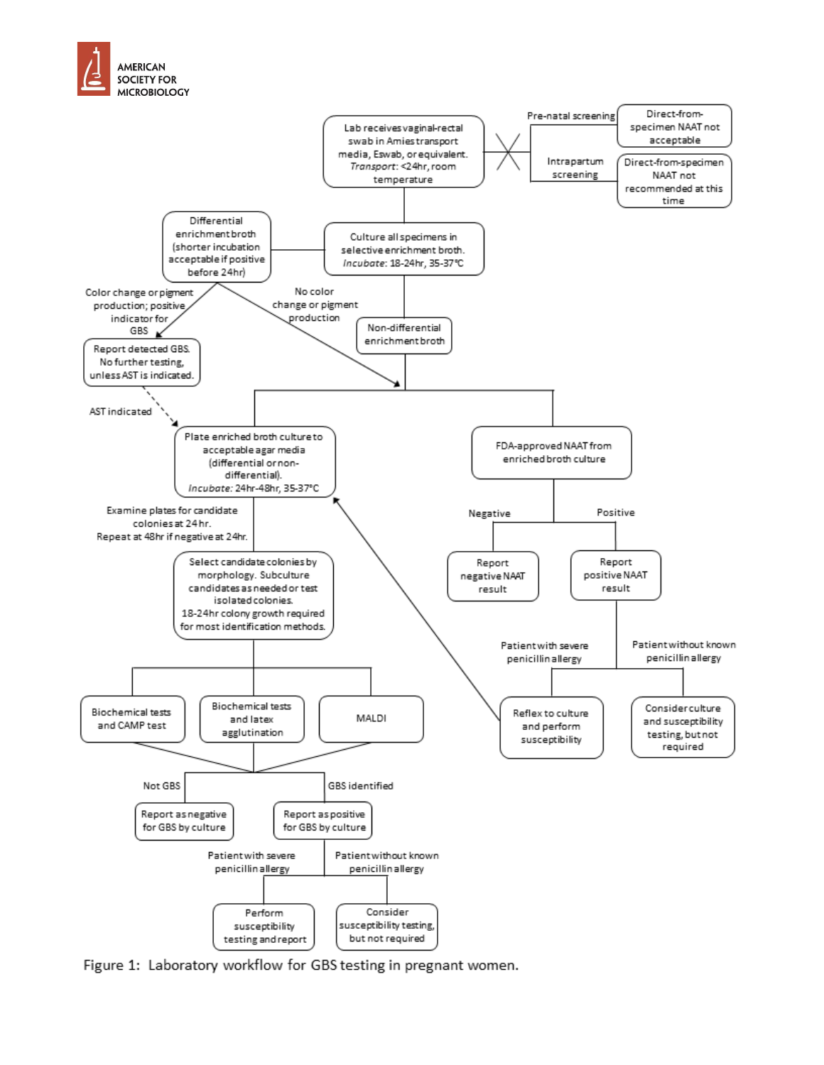AMERICAN SOCIETY FOR MICROBIOLOGY

Lab receives vaginal-rectal swab in Amies transport media, Eswab, or equivalent. *Transport*: <24hr, room temperature

Pre-natal screening

Direct-from-specimen NAAT not acceptable

Intrapartum screening

Direct-from-specimen NAAT not recommended at this time

Culture all specimens in selective enrichment broth. *Incubate*: 18-24hr, 35-37°C

Differential enrichment broth (shorter incubation acceptable if positive before 24hr)

Color change or pigment production; positive indicator for GBS

No color change or pigment production

Non-differential enrichment broth

Report detected GBS. No further testing, unless AST is indicated.

AST indicated

Plate enriched broth culture to acceptable agar media (differential or non-differential). *Incubate*: 24hr-48hr, 35-37°C

FDA-approved NAAT from enriched broth culture

Negative

Positive

Report negative NAAT result

Report positive NAAT result

Examine plates for candidate colonies at 24hr. Repeat at 48hr if negative at 24hr.

Select candidate colonies by morphology. Subculture candidates as needed or test isolated colonies. 18-24hr colony growth required for most identification methods.

Patient with severe penicillin allergy

Patient without known penicillin allergy

Reflex to culture and perform susceptibility

Consider culture and susceptibility testing, but not required

Biochemical tests and CAMP test

Biochemical tests and latex agglutination

MALDI

Not GBS

GBS identified

Report as negative for GBS by culture

Report as positive for GBS by culture

Patient with severe penicillin allergy

Patient without known penicillin allergy

Perform susceptibility testing and report

Consider susceptibility testing, but not required

Figure 1: Laboratory workflow for GBS testing in pregnant women.